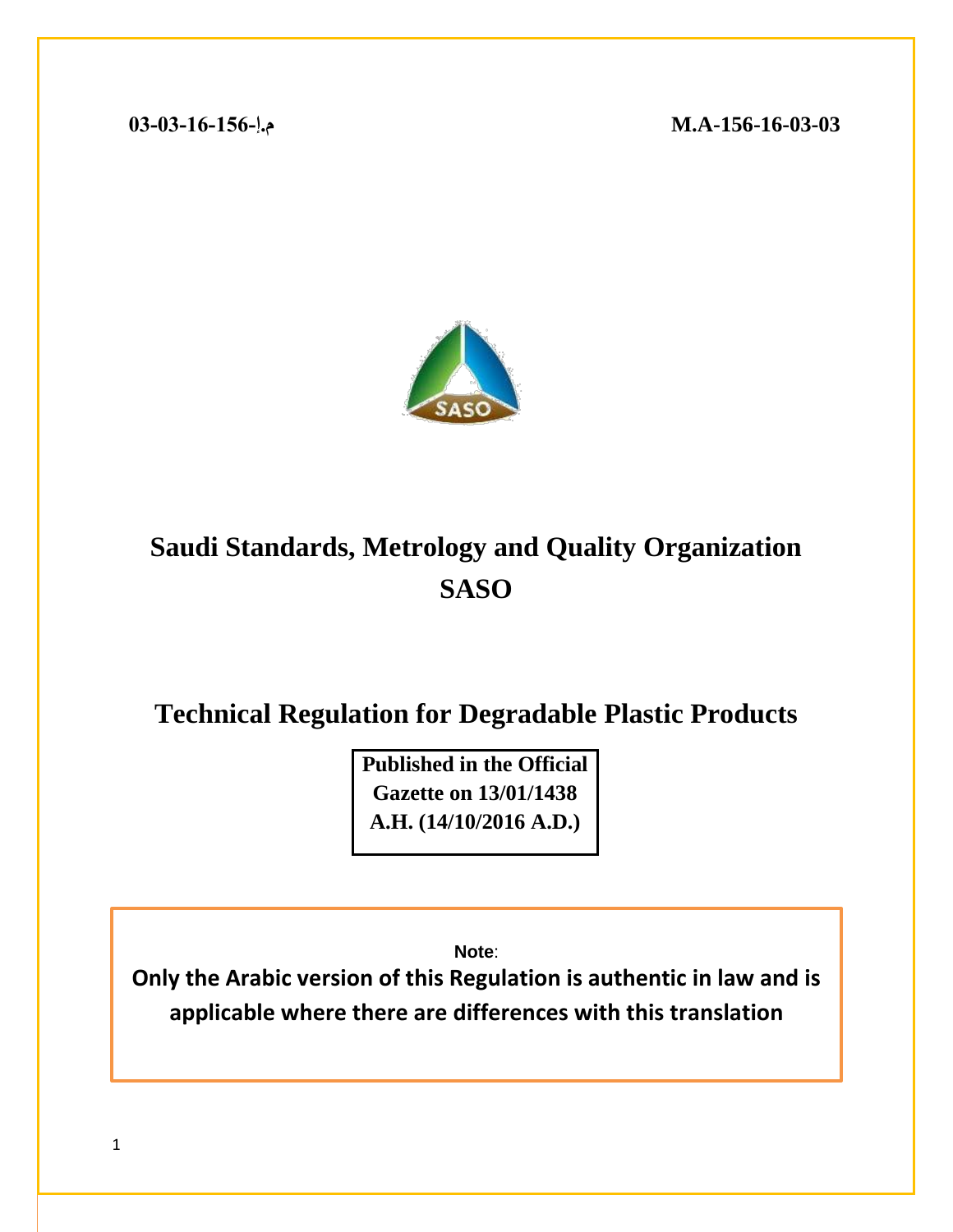م.إ-156-16-03-03 M.A-156-16-03-03

# Saudi Standards, Metrology and Quality Organization
# SASO

## Technical Regulation for Degradable Plastic Products

**Published in the Official Gazette on 13/01/1438 A.H. (14/10/2016 A.D.)**

**Note**:
**Only the Arabic version of this Regulation is authentic in law and is applicable where there are differences with this translation**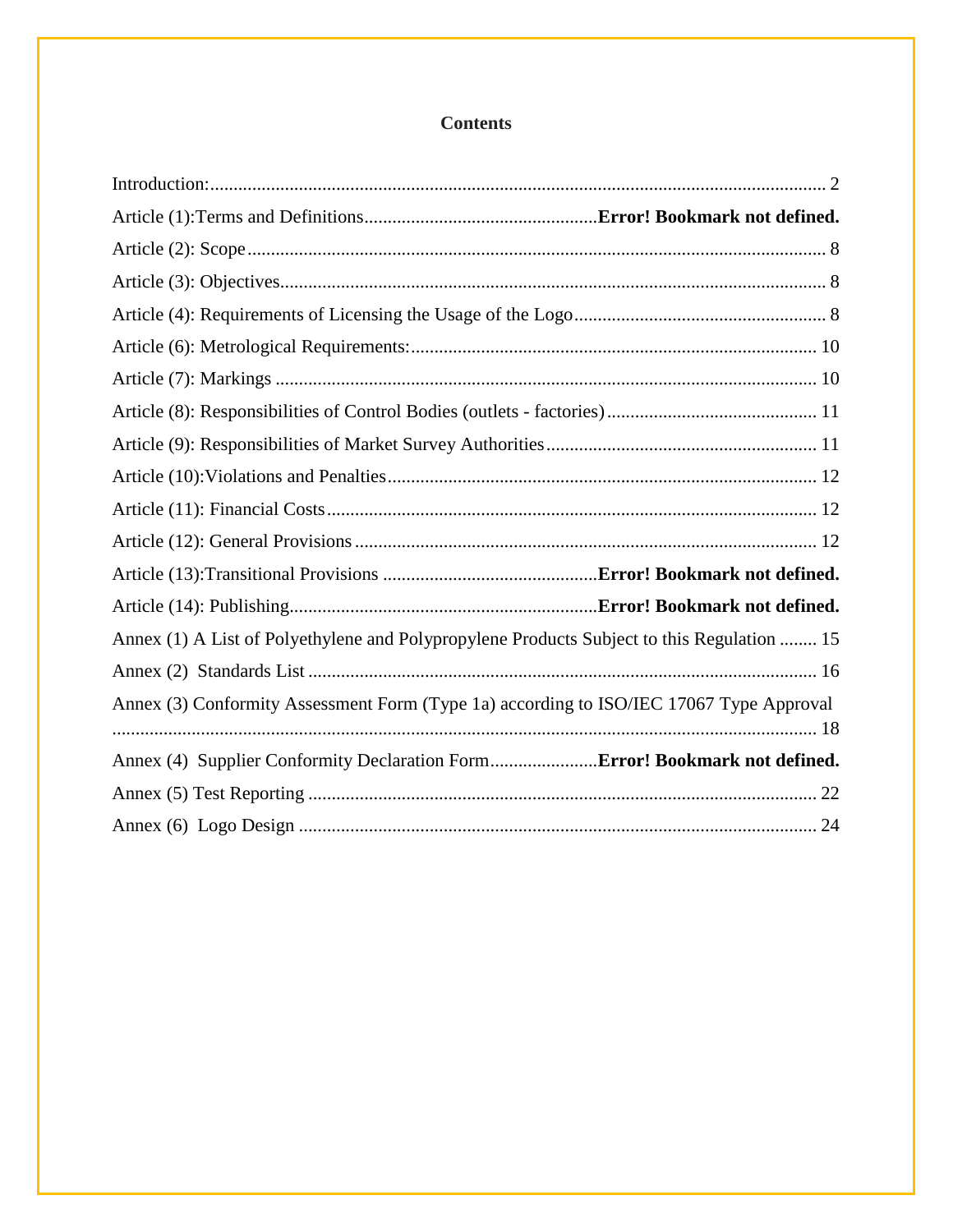# Contents

Introduction: .................................................................................................................................... 2

Article (1):Terms and Definitions ..................................................**Error! Bookmark not defined.**

Article (2): Scope ............................................................................................................................. 8

Article (3): Objectives ...................................................................................................................... 8

Article (4): Requirements of Licensing the Usage of the Logo ....................................................... 8

Article (6): Metrological Requirements: ....................................................................................... 10

Article (7): Markings ...................................................................................................................... 10

Article (8): Responsibilities of Control Bodies (outlets - factories) ............................................. 11

Article (9): Responsibilities of Market Survey Authorities .......................................................... 11

Article (10):Violations and Penalties ............................................................................................ 12

Article (11): Financial Costs ......................................................................................................... 12

Article (12): General Provisions ................................................................................................... 12

Article (13):Transitional Provisions ..............................................**Error! Bookmark not defined.**

Article (14): Publishing ..................................................................**Error! Bookmark not defined.**

Annex (1) A List of Polyethylene and Polypropylene Products Subject to this Regulation ........ 15

Annex (2) Standards List .............................................................................................................. 16

Annex (3) Conformity Assessment Form (Type 1a) according to ISO/IEC 17067 Type Approval ....................................................................................................................................... 18

Annex (4) Supplier Conformity Declaration Form .......................**Error! Bookmark not defined.**

Annex (5) Test Reporting .............................................................................................................. 22

Annex (6) Logo Design ................................................................................................................. 24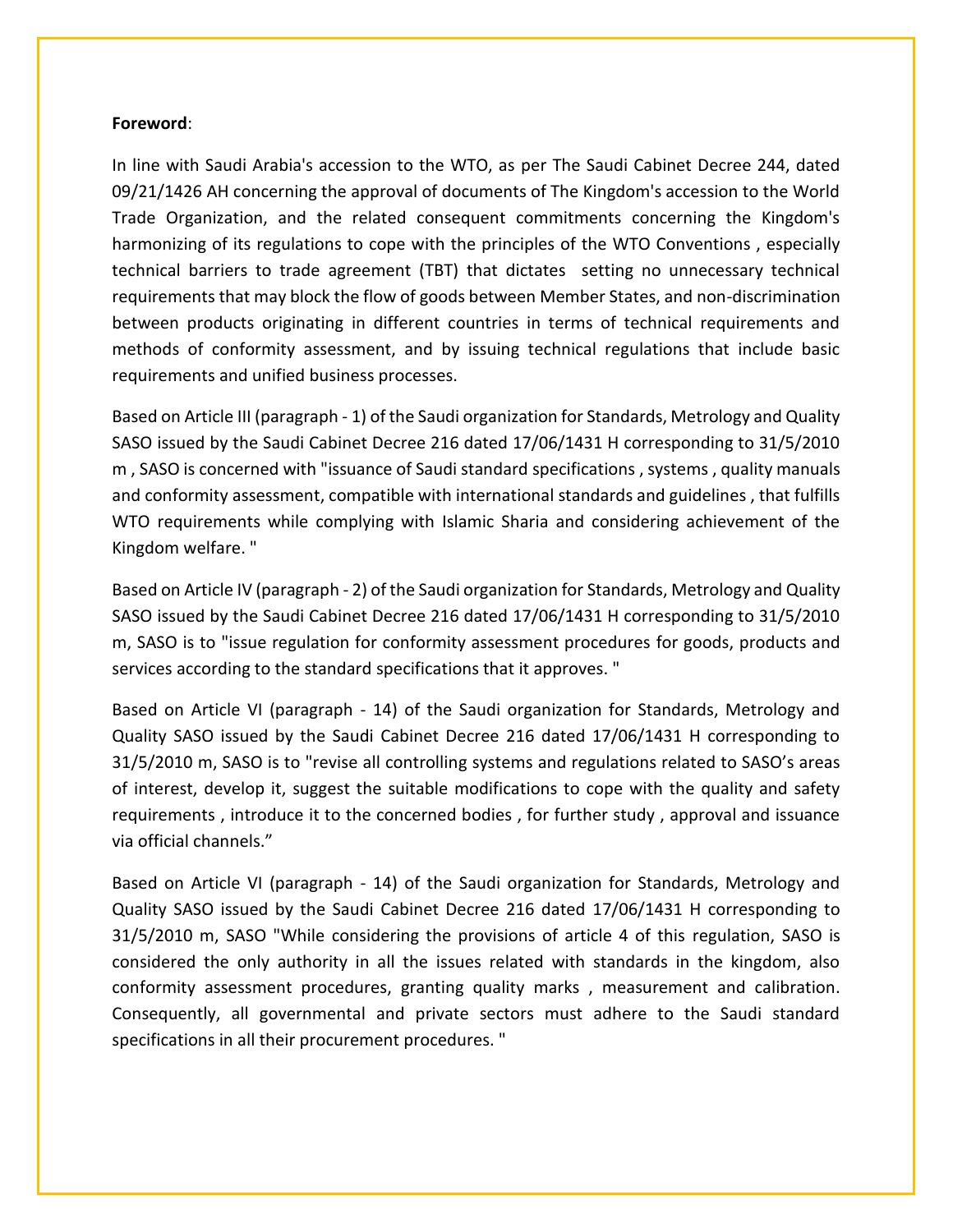**Foreword**:

In line with Saudi Arabia's accession to the WTO, as per The Saudi Cabinet Decree 244, dated 09/21/1426 AH concerning the approval of documents of The Kingdom's accession to the World Trade Organization, and the related consequent commitments concerning the Kingdom's harmonizing of its regulations to cope with the principles of the WTO Conventions , especially technical barriers to trade agreement (TBT) that dictates setting no unnecessary technical requirements that may block the flow of goods between Member States, and non-discrimination between products originating in different countries in terms of technical requirements and methods of conformity assessment, and by issuing technical regulations that include basic requirements and unified business processes.

Based on Article III (paragraph - 1) of the Saudi organization for Standards, Metrology and Quality SASO issued by the Saudi Cabinet Decree 216 dated 17/06/1431 H corresponding to 31/5/2010 m , SASO is concerned with "issuance of Saudi standard specifications , systems , quality manuals and conformity assessment, compatible with international standards and guidelines , that fulfills WTO requirements while complying with Islamic Sharia and considering achievement of the Kingdom welfare. "

Based on Article IV (paragraph - 2) of the Saudi organization for Standards, Metrology and Quality SASO issued by the Saudi Cabinet Decree 216 dated 17/06/1431 H corresponding to 31/5/2010 m, SASO is to "issue regulation for conformity assessment procedures for goods, products and services according to the standard specifications that it approves. "

Based on Article VI (paragraph - 14) of the Saudi organization for Standards, Metrology and Quality SASO issued by the Saudi Cabinet Decree 216 dated 17/06/1431 H corresponding to 31/5/2010 m, SASO is to "revise all controlling systems and regulations related to SASO's areas of interest, develop it, suggest the suitable modifications to cope with the quality and safety requirements , introduce it to the concerned bodies , for further study , approval and issuance via official channels."

Based on Article VI (paragraph - 14) of the Saudi organization for Standards, Metrology and Quality SASO issued by the Saudi Cabinet Decree 216 dated 17/06/1431 H corresponding to 31/5/2010 m, SASO "While considering the provisions of article 4 of this regulation, SASO is considered the only authority in all the issues related with standards in the kingdom, also conformity assessment procedures, granting quality marks , measurement and calibration. Consequently, all governmental and private sectors must adhere to the Saudi standard specifications in all their procurement procedures. "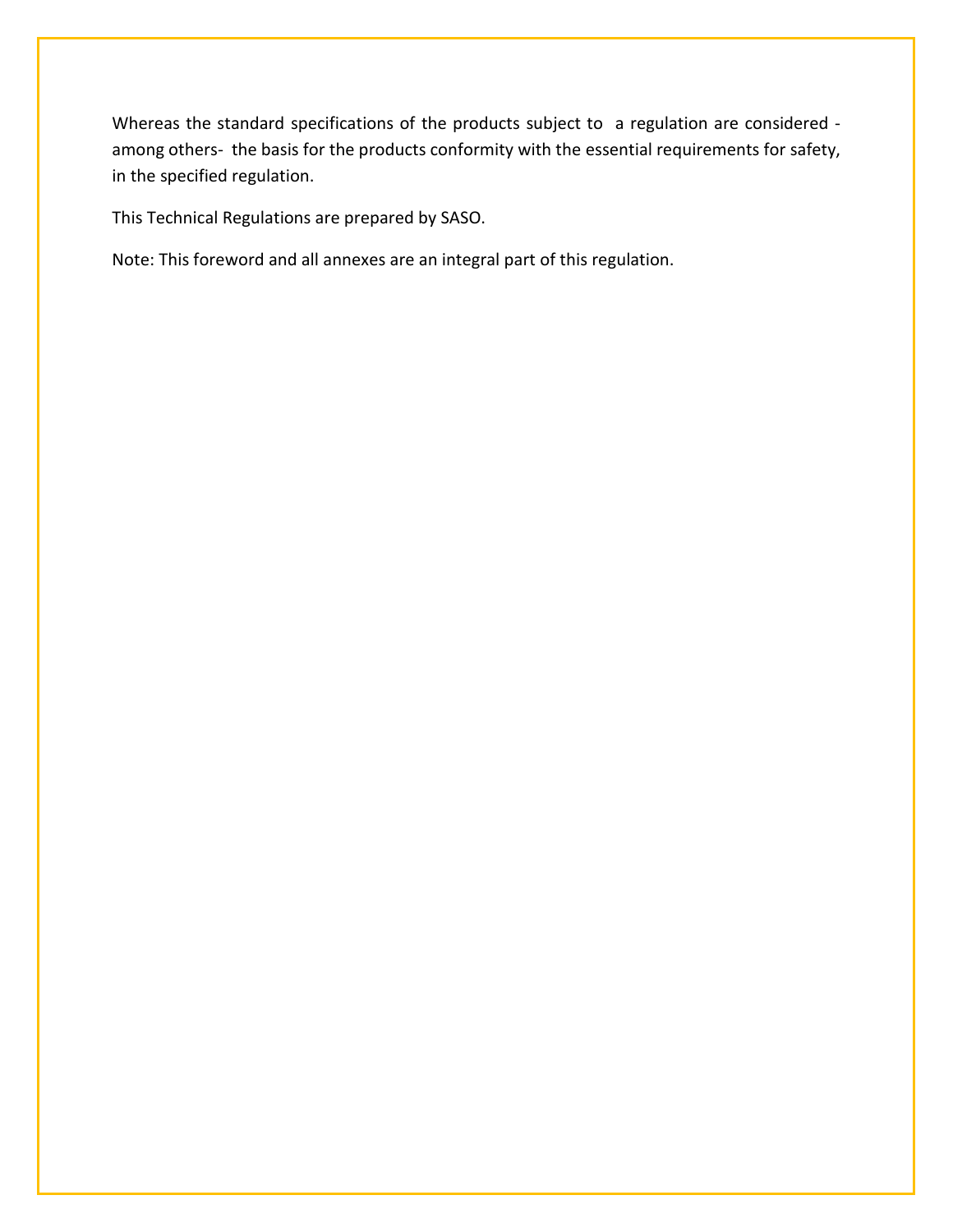Whereas the standard specifications of the products subject to a regulation are considered -among others- the basis for the products conformity with the essential requirements for safety, in the specified regulation.

This Technical Regulations are prepared by SASO.

Note: This foreword and all annexes are an integral part of this regulation.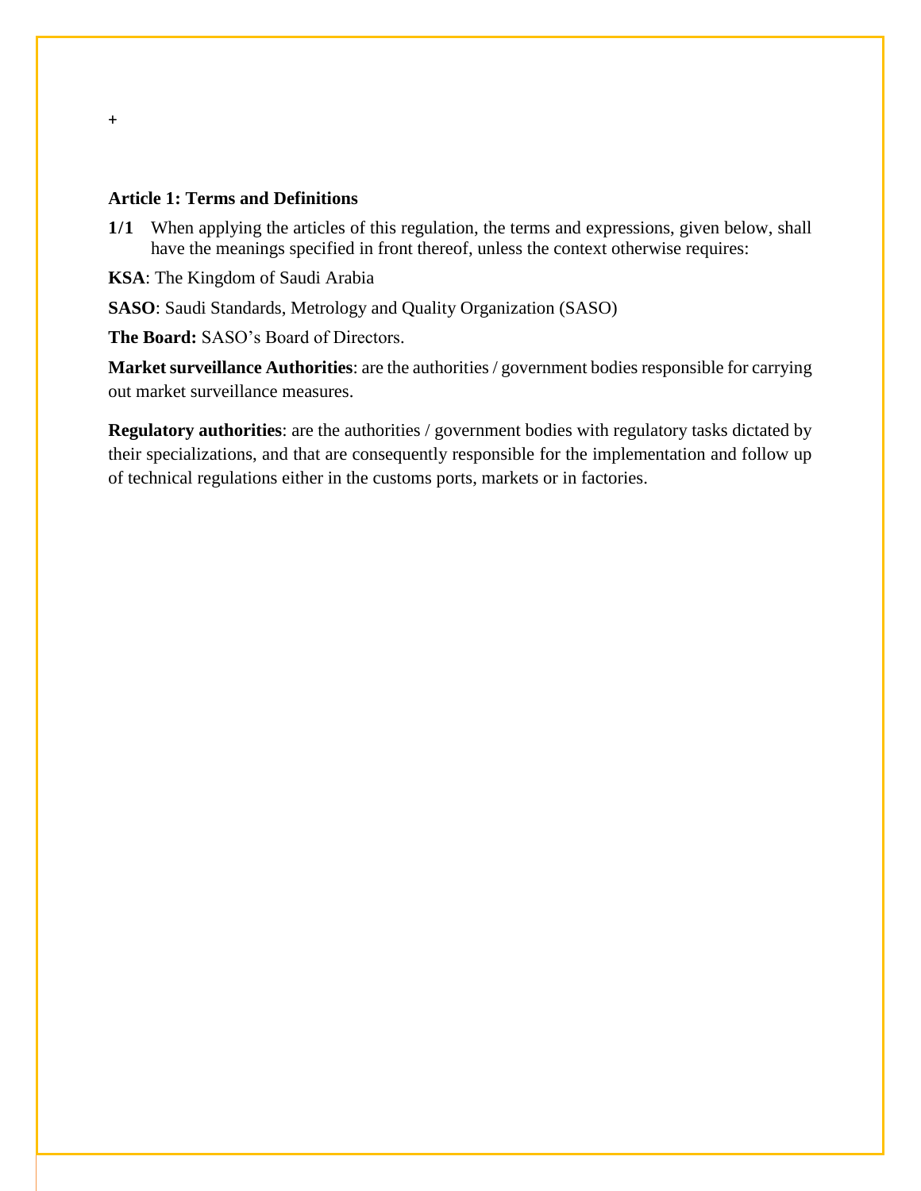+

### Article 1: Terms and Definitions

**1/1** When applying the articles of this regulation, the terms and expressions, given below, shall have the meanings specified in front thereof, unless the context otherwise requires:

**KSA**: The Kingdom of Saudi Arabia

**SASO**: Saudi Standards, Metrology and Quality Organization (SASO)

**The Board:** SASO's Board of Directors.

**Market surveillance Authorities**: are the authorities / government bodies responsible for carrying out market surveillance measures.

**Regulatory authorities**: are the authorities / government bodies with regulatory tasks dictated by their specializations, and that are consequently responsible for the implementation and follow up of technical regulations either in the customs ports, markets or in factories.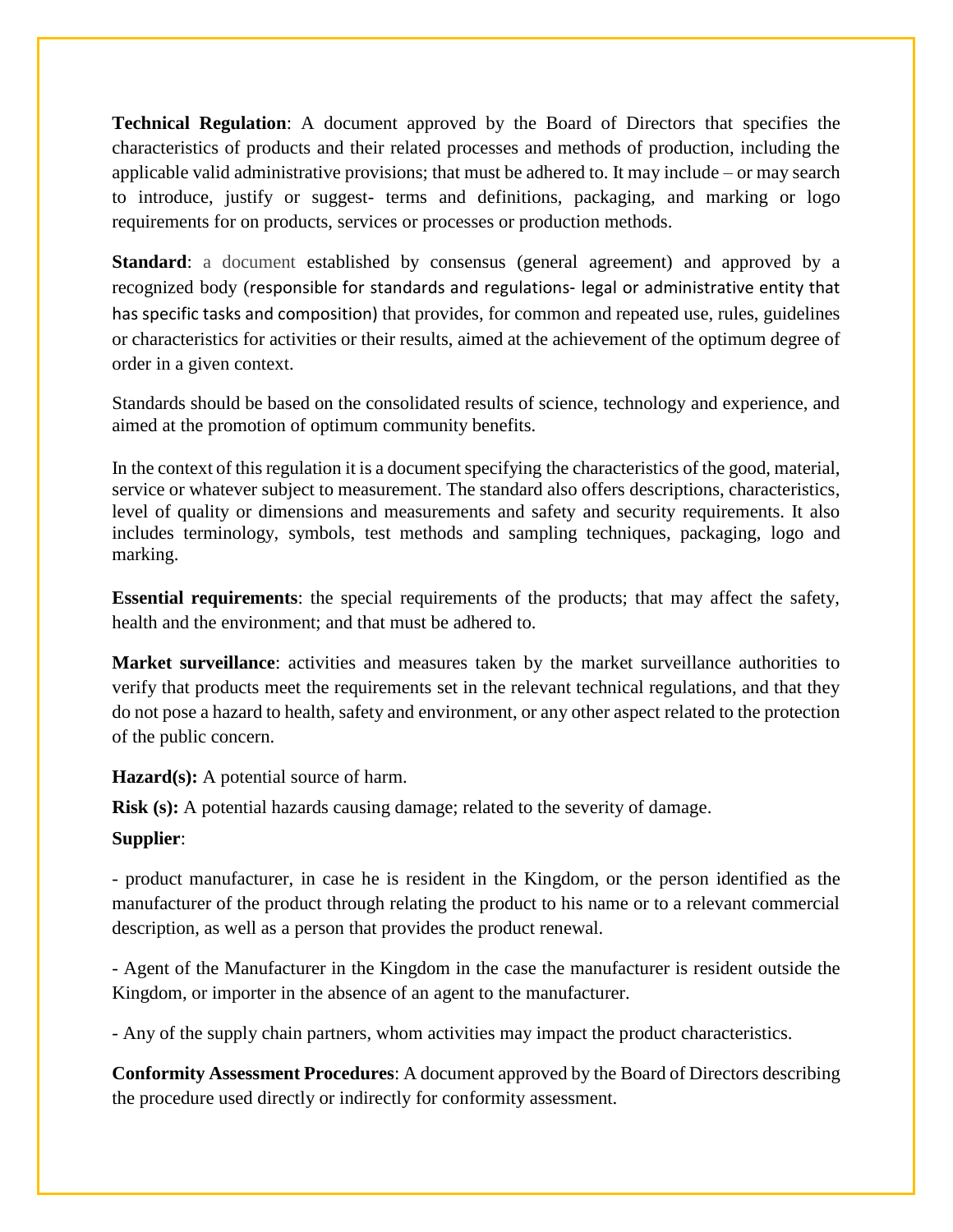**Technical Regulation**: A document approved by the Board of Directors that specifies the characteristics of products and their related processes and methods of production, including the applicable valid administrative provisions; that must be adhered to. It may include – or may search to introduce, justify or suggest- terms and definitions, packaging, and marking or logo requirements for on products, services or processes or production methods.

**Standard**: a document established by consensus (general agreement) and approved by a recognized body (responsible for standards and regulations- legal or administrative entity that has specific tasks and composition) that provides, for common and repeated use, rules, guidelines or characteristics for activities or their results, aimed at the achievement of the optimum degree of order in a given context.

Standards should be based on the consolidated results of science, technology and experience, and aimed at the promotion of optimum community benefits.

In the context of this regulation it is a document specifying the characteristics of the good, material, service or whatever subject to measurement. The standard also offers descriptions, characteristics, level of quality or dimensions and measurements and safety and security requirements. It also includes terminology, symbols, test methods and sampling techniques, packaging, logo and marking.

**Essential requirements**: the special requirements of the products; that may affect the safety, health and the environment; and that must be adhered to.

**Market surveillance**: activities and measures taken by the market surveillance authorities to verify that products meet the requirements set in the relevant technical regulations, and that they do not pose a hazard to health, safety and environment, or any other aspect related to the protection of the public concern.

**Hazard(s):** A potential source of harm.

**Risk (s):** A potential hazards causing damage; related to the severity of damage.

**Supplier**:

- product manufacturer, in case he is resident in the Kingdom, or the person identified as the manufacturer of the product through relating the product to his name or to a relevant commercial description, as well as a person that provides the product renewal.

- Agent of the Manufacturer in the Kingdom in the case the manufacturer is resident outside the Kingdom, or importer in the absence of an agent to the manufacturer.

- Any of the supply chain partners, whom activities may impact the product characteristics.

**Conformity Assessment Procedures**: A document approved by the Board of Directors describing the procedure used directly or indirectly for conformity assessment.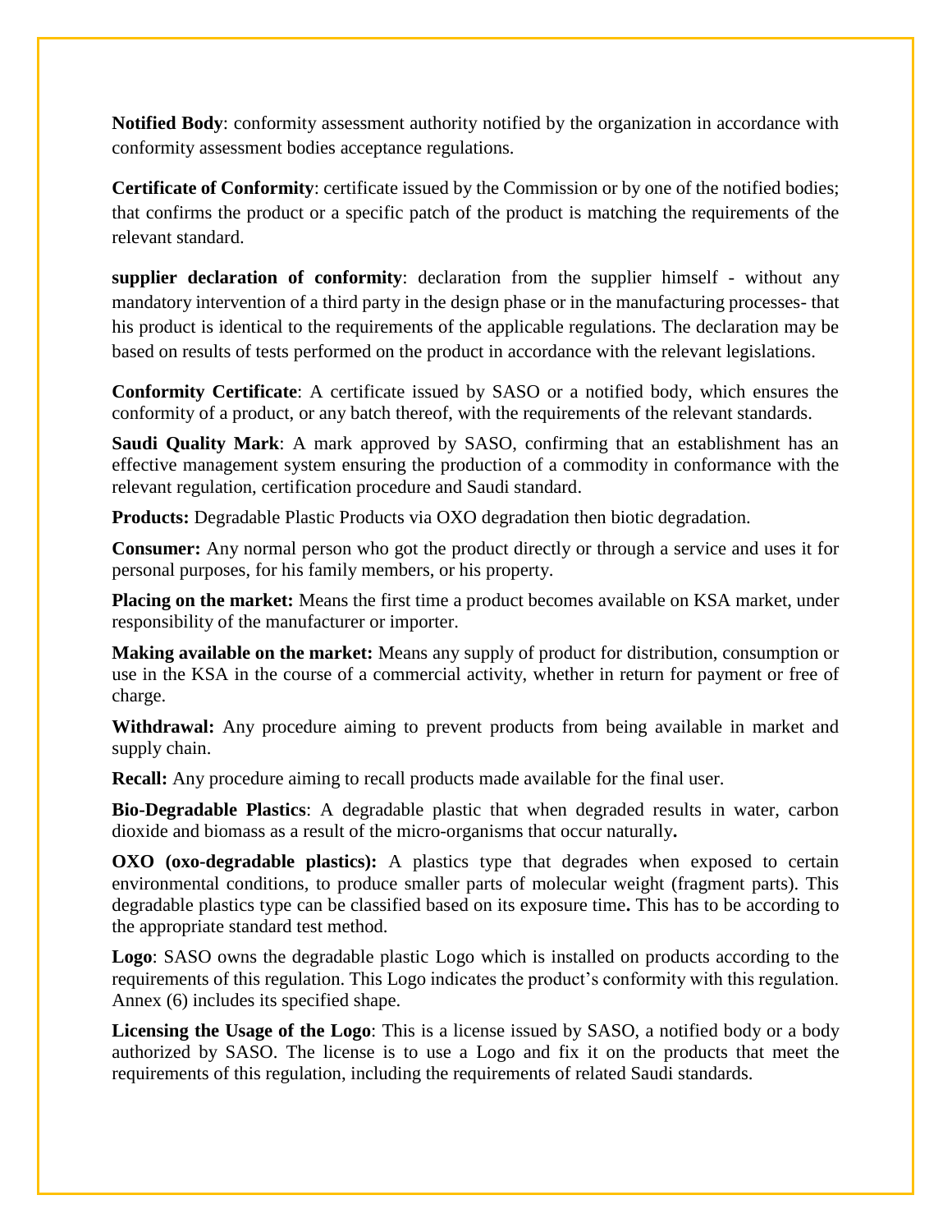**Notified Body**: conformity assessment authority notified by the organization in accordance with conformity assessment bodies acceptance regulations.

**Certificate of Conformity**: certificate issued by the Commission or by one of the notified bodies; that confirms the product or a specific patch of the product is matching the requirements of the relevant standard.

**supplier declaration of conformity**: declaration from the supplier himself - without any mandatory intervention of a third party in the design phase or in the manufacturing processes- that his product is identical to the requirements of the applicable regulations. The declaration may be based on results of tests performed on the product in accordance with the relevant legislations.

**Conformity Certificate**: A certificate issued by SASO or a notified body, which ensures the conformity of a product, or any batch thereof, with the requirements of the relevant standards.

**Saudi Quality Mark**: A mark approved by SASO, confirming that an establishment has an effective management system ensuring the production of a commodity in conformance with the relevant regulation, certification procedure and Saudi standard.

**Products:** Degradable Plastic Products via OXO degradation then biotic degradation.

**Consumer:** Any normal person who got the product directly or through a service and uses it for personal purposes, for his family members, or his property.

**Placing on the market:** Means the first time a product becomes available on KSA market, under responsibility of the manufacturer or importer.

**Making available on the market:** Means any supply of product for distribution, consumption or use in the KSA in the course of a commercial activity, whether in return for payment or free of charge.

**Withdrawal:** Any procedure aiming to prevent products from being available in market and supply chain.

**Recall:** Any procedure aiming to recall products made available for the final user.

**Bio-Degradable Plastics**: A degradable plastic that when degraded results in water, carbon dioxide and biomass as a result of the micro-organisms that occur naturally**.**

**OXO (oxo-degradable plastics):** A plastics type that degrades when exposed to certain environmental conditions, to produce smaller parts of molecular weight (fragment parts). This degradable plastics type can be classified based on its exposure time**.** This has to be according to the appropriate standard test method.

**Logo**: SASO owns the degradable plastic Logo which is installed on products according to the requirements of this regulation. This Logo indicates the product's conformity with this regulation. Annex (6) includes its specified shape.

**Licensing the Usage of the Logo**: This is a license issued by SASO, a notified body or a body authorized by SASO. The license is to use a Logo and fix it on the products that meet the requirements of this regulation, including the requirements of related Saudi standards.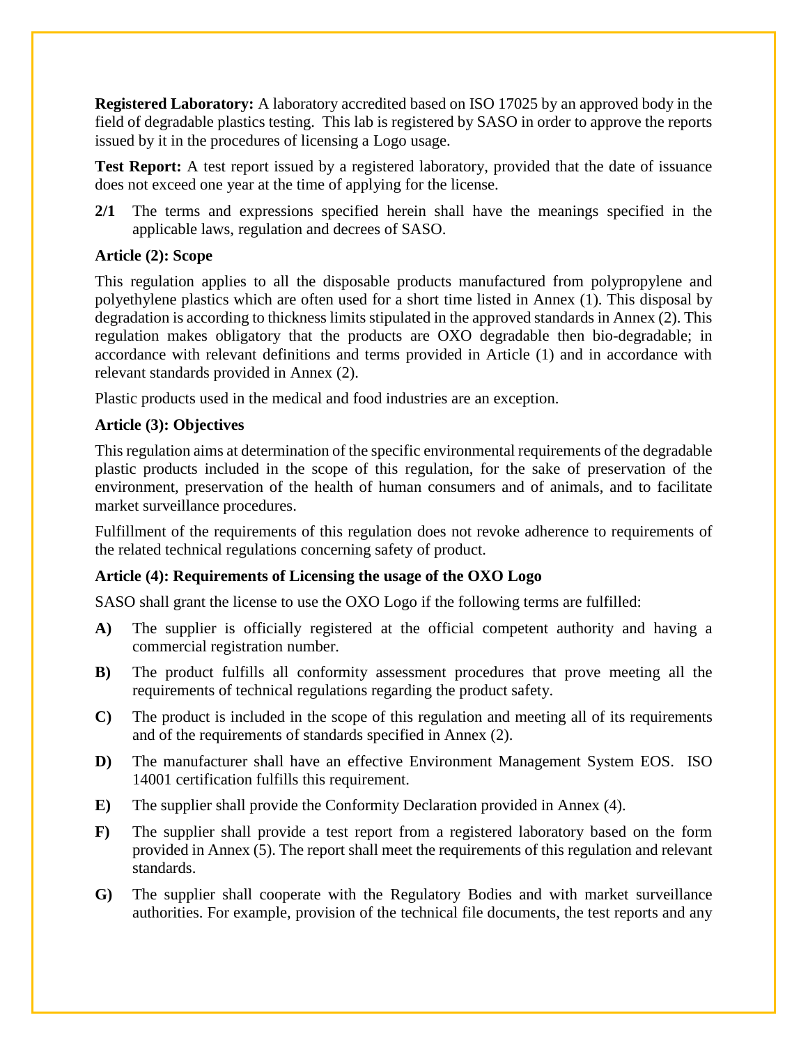**Registered Laboratory:** A laboratory accredited based on ISO 17025 by an approved body in the field of degradable plastics testing. This lab is registered by SASO in order to approve the reports issued by it in the procedures of licensing a Logo usage.

**Test Report:** A test report issued by a registered laboratory, provided that the date of issuance does not exceed one year at the time of applying for the license.

**2/1** The terms and expressions specified herein shall have the meanings specified in the applicable laws, regulation and decrees of SASO.

**Article (2): Scope**

This regulation applies to all the disposable products manufactured from polypropylene and polyethylene plastics which are often used for a short time listed in Annex (1). This disposal by degradation is according to thickness limits stipulated in the approved standards in Annex (2). This regulation makes obligatory that the products are OXO degradable then bio-degradable; in accordance with relevant definitions and terms provided in Article (1) and in accordance with relevant standards provided in Annex (2).

Plastic products used in the medical and food industries are an exception.

**Article (3): Objectives**

This regulation aims at determination of the specific environmental requirements of the degradable plastic products included in the scope of this regulation, for the sake of preservation of the environment, preservation of the health of human consumers and of animals, and to facilitate market surveillance procedures.

Fulfillment of the requirements of this regulation does not revoke adherence to requirements of the related technical regulations concerning safety of product.

**Article (4): Requirements of Licensing the usage of the OXO Logo**

SASO shall grant the license to use the OXO Logo if the following terms are fulfilled:

**A)** The supplier is officially registered at the official competent authority and having a commercial registration number.

**B)** The product fulfills all conformity assessment procedures that prove meeting all the requirements of technical regulations regarding the product safety.

**C)** The product is included in the scope of this regulation and meeting all of its requirements and of the requirements of standards specified in Annex (2).

**D)** The manufacturer shall have an effective Environment Management System EOS. ISO 14001 certification fulfills this requirement.

**E)** The supplier shall provide the Conformity Declaration provided in Annex (4).

**F)** The supplier shall provide a test report from a registered laboratory based on the form provided in Annex (5). The report shall meet the requirements of this regulation and relevant standards.

**G)** The supplier shall cooperate with the Regulatory Bodies and with market surveillance authorities. For example, provision of the technical file documents, the test reports and any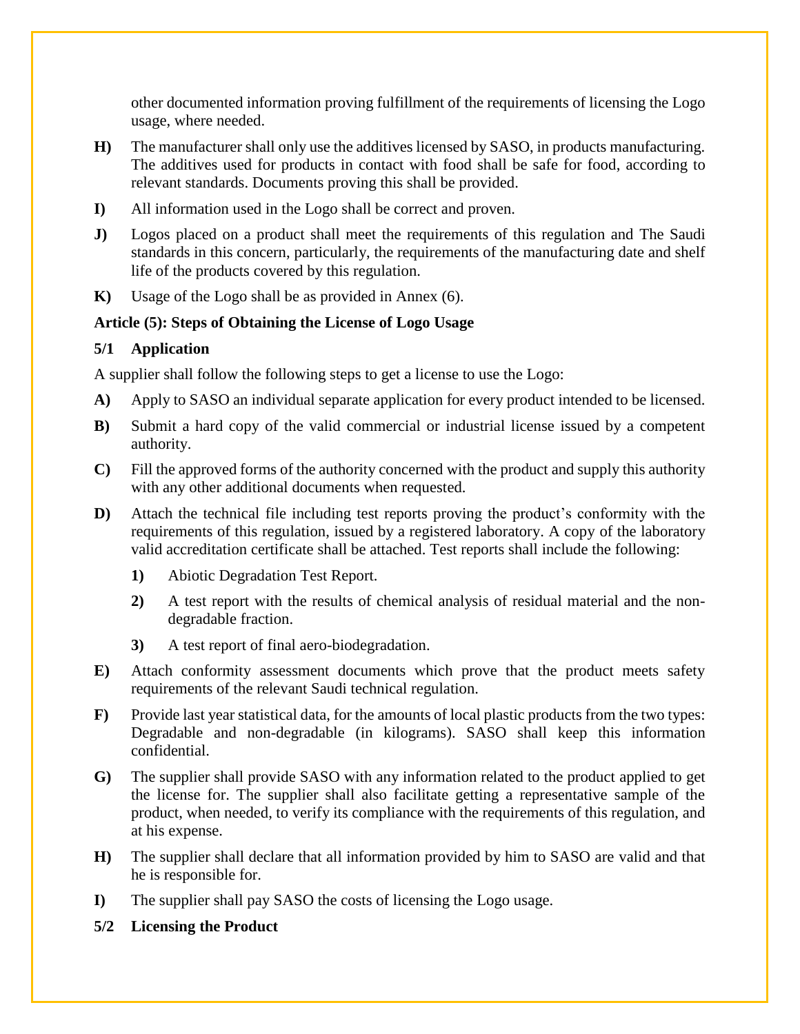other documented information proving fulfillment of the requirements of licensing the Logo usage, where needed.

**H)** The manufacturer shall only use the additives licensed by SASO, in products manufacturing. The additives used for products in contact with food shall be safe for food, according to relevant standards. Documents proving this shall be provided.

**I)** All information used in the Logo shall be correct and proven.

**J)** Logos placed on a product shall meet the requirements of this regulation and The Saudi standards in this concern, particularly, the requirements of the manufacturing date and shelf life of the products covered by this regulation.

**K)** Usage of the Logo shall be as provided in Annex (6).

**Article (5): Steps of Obtaining the License of Logo Usage**

**5/1 Application**

A supplier shall follow the following steps to get a license to use the Logo:

**A)** Apply to SASO an individual separate application for every product intended to be licensed.

**B)** Submit a hard copy of the valid commercial or industrial license issued by a competent authority.

**C)** Fill the approved forms of the authority concerned with the product and supply this authority with any other additional documents when requested.

**D)** Attach the technical file including test reports proving the product's conformity with the requirements of this regulation, issued by a registered laboratory. A copy of the laboratory valid accreditation certificate shall be attached. Test reports shall include the following:

- **1)** Abiotic Degradation Test Report.
- **2)** A test report with the results of chemical analysis of residual material and the non-degradable fraction.
- **3)** A test report of final aero-biodegradation.

**E)** Attach conformity assessment documents which prove that the product meets safety requirements of the relevant Saudi technical regulation.

**F)** Provide last year statistical data, for the amounts of local plastic products from the two types: Degradable and non-degradable (in kilograms). SASO shall keep this information confidential.

**G)** The supplier shall provide SASO with any information related to the product applied to get the license for. The supplier shall also facilitate getting a representative sample of the product, when needed, to verify its compliance with the requirements of this regulation, and at his expense.

**H)** The supplier shall declare that all information provided by him to SASO are valid and that he is responsible for.

**I)** The supplier shall pay SASO the costs of licensing the Logo usage.

**5/2 Licensing the Product**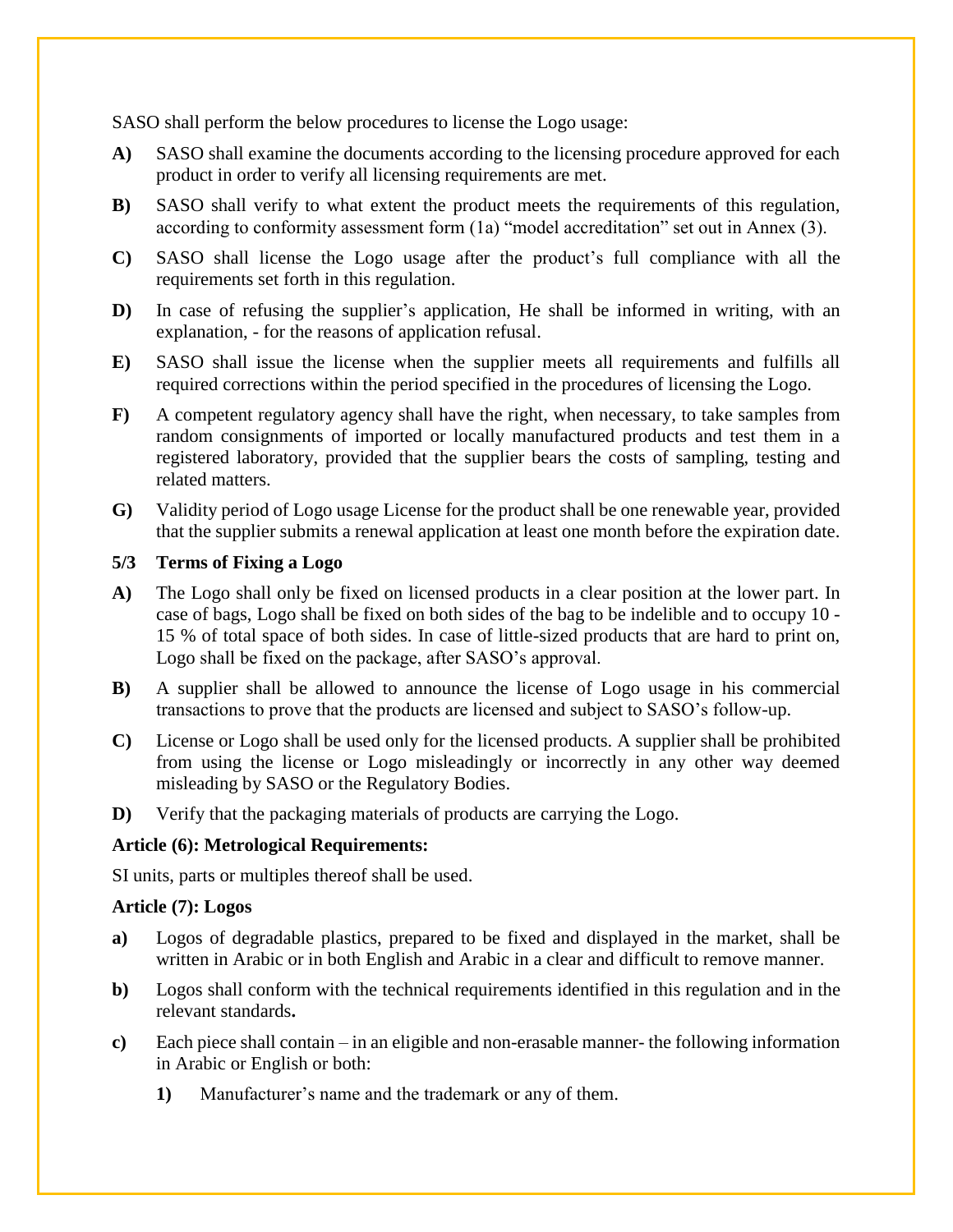SASO shall perform the below procedures to license the Logo usage:

**A)** SASO shall examine the documents according to the licensing procedure approved for each product in order to verify all licensing requirements are met.

**B)** SASO shall verify to what extent the product meets the requirements of this regulation, according to conformity assessment form (1a) "model accreditation" set out in Annex (3).

**C)** SASO shall license the Logo usage after the product's full compliance with all the requirements set forth in this regulation.

**D)** In case of refusing the supplier's application, He shall be informed in writing, with an explanation, - for the reasons of application refusal.

**E)** SASO shall issue the license when the supplier meets all requirements and fulfills all required corrections within the period specified in the procedures of licensing the Logo.

**F)** A competent regulatory agency shall have the right, when necessary, to take samples from random consignments of imported or locally manufactured products and test them in a registered laboratory, provided that the supplier bears the costs of sampling, testing and related matters.

**G)** Validity period of Logo usage License for the product shall be one renewable year, provided that the supplier submits a renewal application at least one month before the expiration date.

**5/3 Terms of Fixing a Logo**

**A)** The Logo shall only be fixed on licensed products in a clear position at the lower part. In case of bags, Logo shall be fixed on both sides of the bag to be indelible and to occupy 10 - 15 % of total space of both sides. In case of little-sized products that are hard to print on, Logo shall be fixed on the package, after SASO's approval.

**B)** A supplier shall be allowed to announce the license of Logo usage in his commercial transactions to prove that the products are licensed and subject to SASO's follow-up.

**C)** License or Logo shall be used only for the licensed products. A supplier shall be prohibited from using the license or Logo misleadingly or incorrectly in any other way deemed misleading by SASO or the Regulatory Bodies.

**D)** Verify that the packaging materials of products are carrying the Logo.

**Article (6): Metrological Requirements:**

SI units, parts or multiples thereof shall be used.

**Article (7): Logos**

**a)** Logos of degradable plastics, prepared to be fixed and displayed in the market, shall be written in Arabic or in both English and Arabic in a clear and difficult to remove manner.

**b)** Logos shall conform with the technical requirements identified in this regulation and in the relevant standards**.**

**c)** Each piece shall contain – in an eligible and non-erasable manner- the following information in Arabic or English or both:

**1)** Manufacturer's name and the trademark or any of them.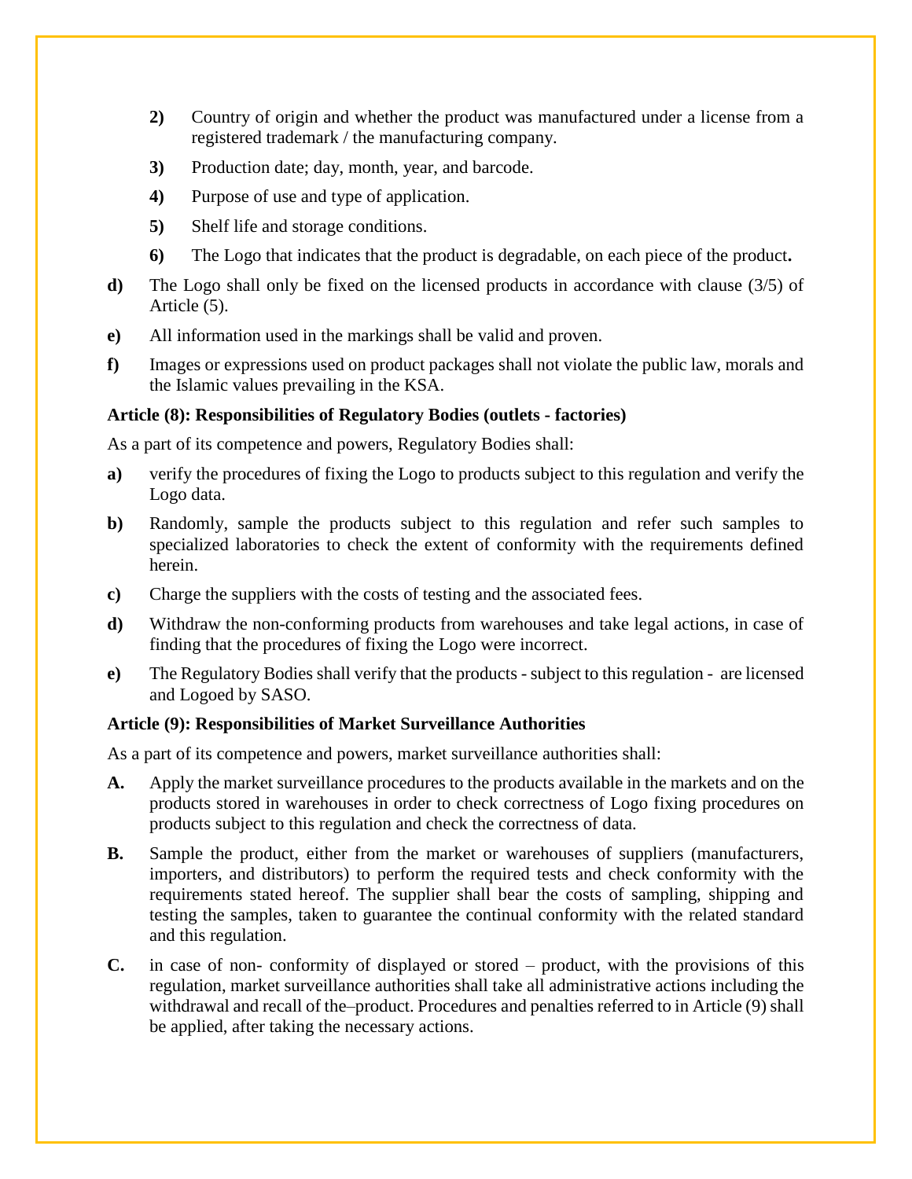2) Country of origin and whether the product was manufactured under a license from a registered trademark / the manufacturing company.

3) Production date; day, month, year, and barcode.

4) Purpose of use and type of application.

5) Shelf life and storage conditions.

6) The Logo that indicates that the product is degradable, on each piece of the product.

**d)** The Logo shall only be fixed on the licensed products in accordance with clause (3/5) of Article (5).

**e)** All information used in the markings shall be valid and proven.

**f)** Images or expressions used on product packages shall not violate the public law, morals and the Islamic values prevailing in the KSA.

**Article (8): Responsibilities of Regulatory Bodies (outlets - factories)**

As a part of its competence and powers, Regulatory Bodies shall:

**a)** verify the procedures of fixing the Logo to products subject to this regulation and verify the Logo data.

**b)** Randomly, sample the products subject to this regulation and refer such samples to specialized laboratories to check the extent of conformity with the requirements defined herein.

**c)** Charge the suppliers with the costs of testing and the associated fees.

**d)** Withdraw the non-conforming products from warehouses and take legal actions, in case of finding that the procedures of fixing the Logo were incorrect.

**e)** The Regulatory Bodies shall verify that the products - subject to this regulation - are licensed and Logoed by SASO.

**Article (9): Responsibilities of Market Surveillance Authorities**

As a part of its competence and powers, market surveillance authorities shall:

**A.** Apply the market surveillance procedures to the products available in the markets and on the products stored in warehouses in order to check correctness of Logo fixing procedures on products subject to this regulation and check the correctness of data.

**B.** Sample the product, either from the market or warehouses of suppliers (manufacturers, importers, and distributors) to perform the required tests and check conformity with the requirements stated hereof. The supplier shall bear the costs of sampling, shipping and testing the samples, taken to guarantee the continual conformity with the related standard and this regulation.

**C.** in case of non- conformity of displayed or stored – product, with the provisions of this regulation, market surveillance authorities shall take all administrative actions including the withdrawal and recall of the–product. Procedures and penalties referred to in Article (9) shall be applied, after taking the necessary actions.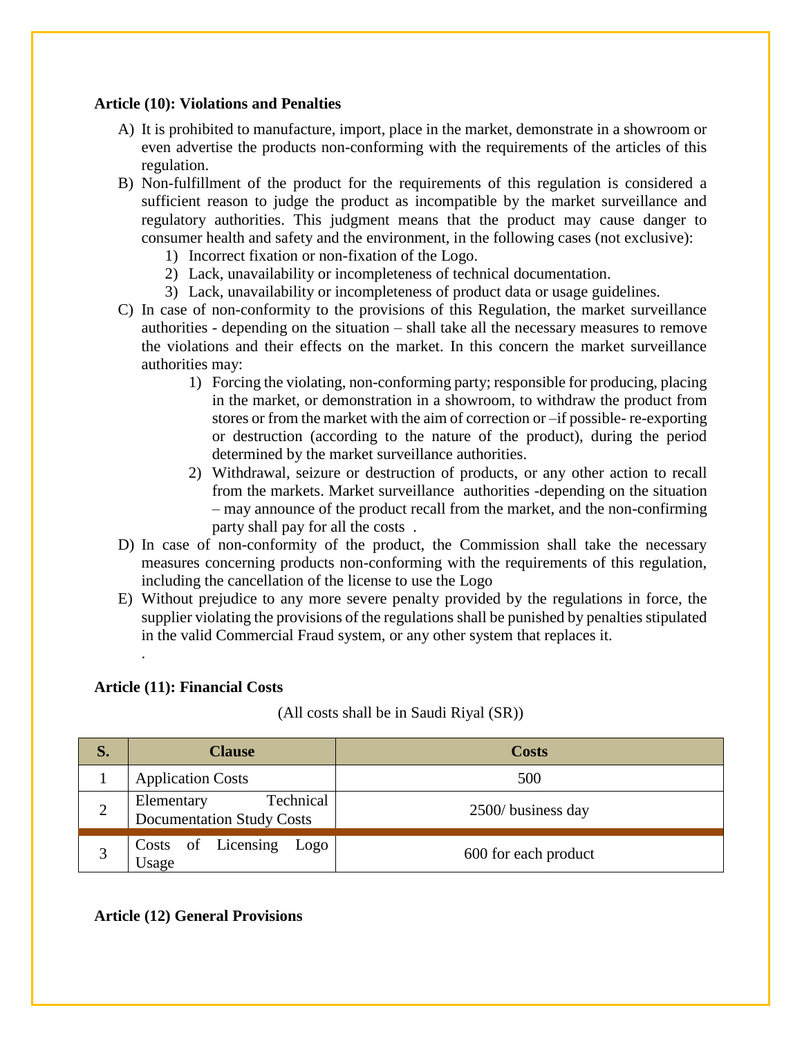**Article (10): Violations and Penalties**

A) It is prohibited to manufacture, import, place in the market, demonstrate in a showroom or even advertise the products non-conforming with the requirements of the articles of this regulation.

B) Non-fulfillment of the product for the requirements of this regulation is considered a sufficient reason to judge the product as incompatible by the market surveillance and regulatory authorities. This judgment means that the product may cause danger to consumer health and safety and the environment, in the following cases (not exclusive):
   1) Incorrect fixation or non-fixation of the Logo.
   2) Lack, unavailability or incompleteness of technical documentation.
   3) Lack, unavailability or incompleteness of product data or usage guidelines.

C) In case of non-conformity to the provisions of this Regulation, the market surveillance authorities - depending on the situation – shall take all the necessary measures to remove the violations and their effects on the market. In this concern the market surveillance authorities may:
   1) Forcing the violating, non-conforming party; responsible for producing, placing in the market, or demonstration in a showroom, to withdraw the product from stores or from the market with the aim of correction or –if possible- re-exporting or destruction (according to the nature of the product), during the period determined by the market surveillance authorities.
   2) Withdrawal, seizure or destruction of products, or any other action to recall from the markets. Market surveillance authorities -depending on the situation – may announce of the product recall from the market, and the non-confirming party shall pay for all the costs .

D) In case of non-conformity of the product, the Commission shall take the necessary measures concerning products non-conforming with the requirements of this regulation, including the cancellation of the license to use the Logo

E) Without prejudice to any more severe penalty provided by the regulations in force, the supplier violating the provisions of the regulations shall be punished by penalties stipulated in the valid Commercial Fraud system, or any other system that replaces it.

.

**Article (11): Financial Costs**

(All costs shall be in Saudi Riyal (SR))

| S. | Clause | Costs |
|---|---|---|
| 1 | Application Costs | 500 |
| 2 | Elementary Technical Documentation Study Costs | 2500/ business day |
| 3 | Costs of Licensing Logo Usage | 600 for each product |

**Article (12) General Provisions**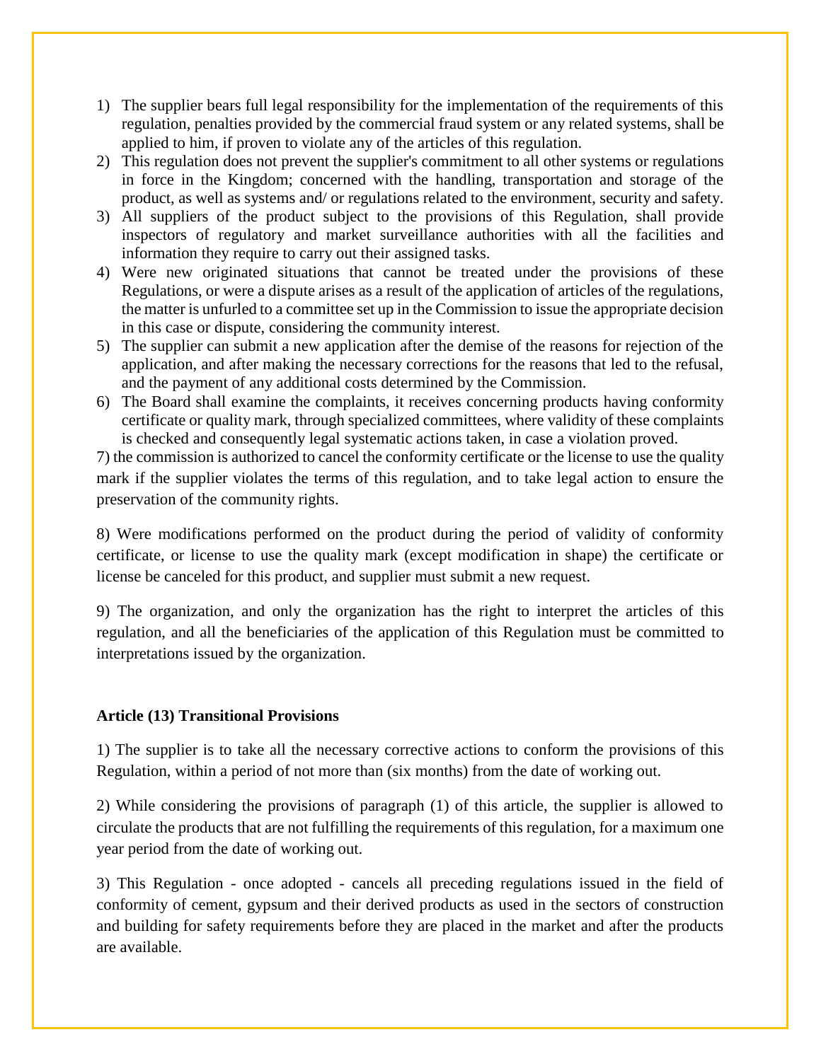1) The supplier bears full legal responsibility for the implementation of the requirements of this regulation, penalties provided by the commercial fraud system or any related systems, shall be applied to him, if proven to violate any of the articles of this regulation.
2) This regulation does not prevent the supplier's commitment to all other systems or regulations in force in the Kingdom; concerned with the handling, transportation and storage of the product, as well as systems and/ or regulations related to the environment, security and safety.
3) All suppliers of the product subject to the provisions of this Regulation, shall provide inspectors of regulatory and market surveillance authorities with all the facilities and information they require to carry out their assigned tasks.
4) Were new originated situations that cannot be treated under the provisions of these Regulations, or were a dispute arises as a result of the application of articles of the regulations, the matter is unfurled to a committee set up in the Commission to issue the appropriate decision in this case or dispute, considering the community interest.
5) The supplier can submit a new application after the demise of the reasons for rejection of the application, and after making the necessary corrections for the reasons that led to the refusal, and the payment of any additional costs determined by the Commission.
6) The Board shall examine the complaints, it receives concerning products having conformity certificate or quality mark, through specialized committees, where validity of these complaints is checked and consequently legal systematic actions taken, in case a violation proved.

7) the commission is authorized to cancel the conformity certificate or the license to use the quality mark if the supplier violates the terms of this regulation, and to take legal action to ensure the preservation of the community rights.

8) Were modifications performed on the product during the period of validity of conformity certificate, or license to use the quality mark (except modification in shape) the certificate or license be canceled for this product, and supplier must submit a new request.

9) The organization, and only the organization has the right to interpret the articles of this regulation, and all the beneficiaries of the application of this Regulation must be committed to interpretations issued by the organization.

**Article (13) Transitional Provisions**

1) The supplier is to take all the necessary corrective actions to conform the provisions of this Regulation, within a period of not more than (six months) from the date of working out.

2) While considering the provisions of paragraph (1) of this article, the supplier is allowed to circulate the products that are not fulfilling the requirements of this regulation, for a maximum one year period from the date of working out.

3) This Regulation - once adopted - cancels all preceding regulations issued in the field of conformity of cement, gypsum and their derived products as used in the sectors of construction and building for safety requirements before they are placed in the market and after the products are available.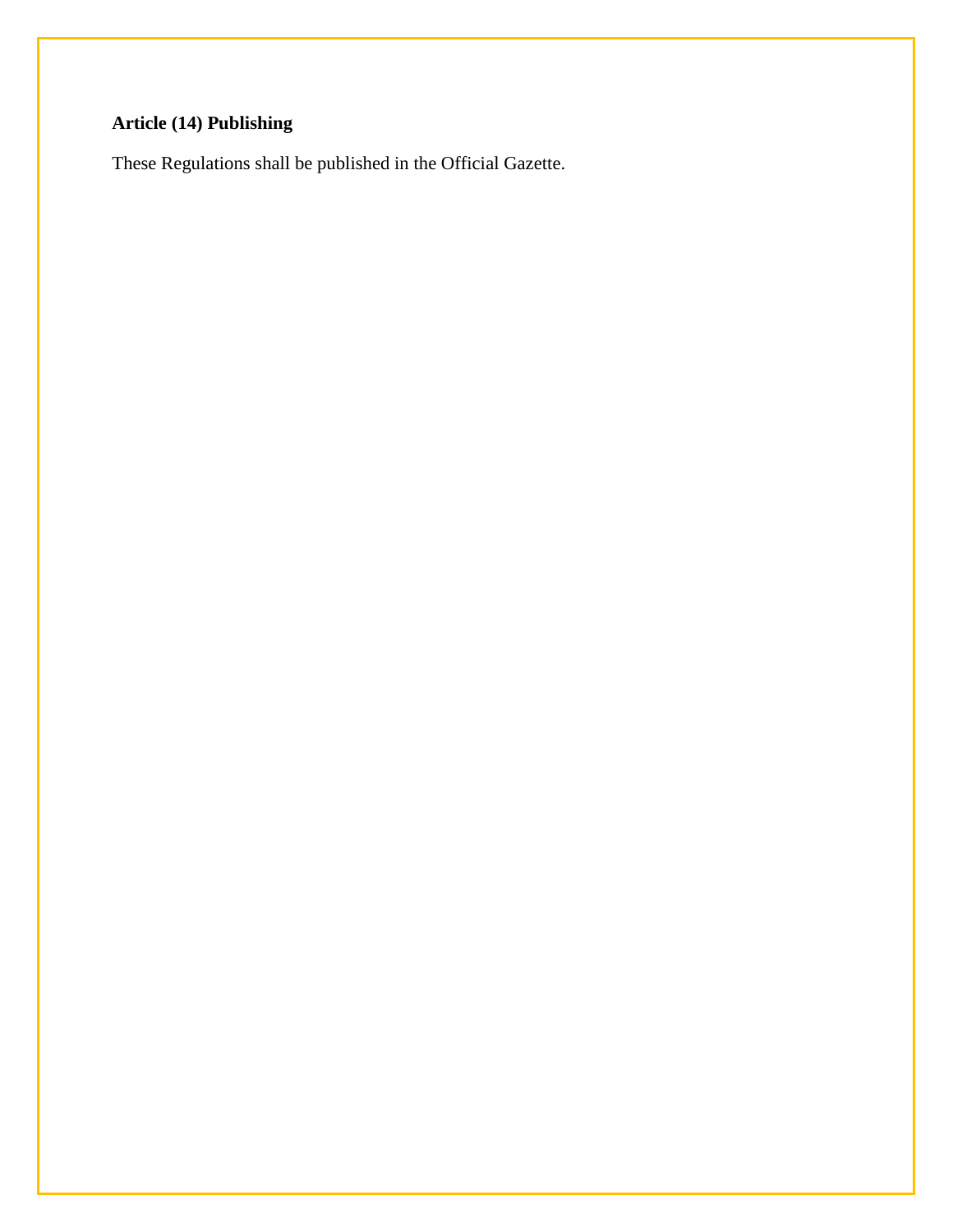**Article (14) Publishing**

These Regulations shall be published in the Official Gazette.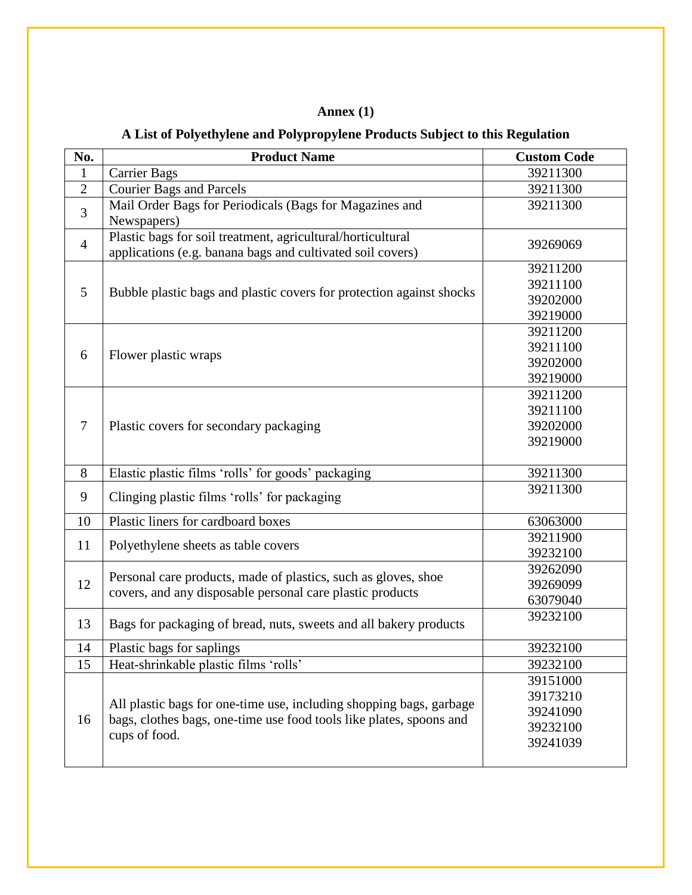**Annex (1)**

**A List of Polyethylene and Polypropylene Products Subject to this Regulation**

| No. | Product Name | Custom Code |
|---|---|---|
| 1 | Carrier Bags | 39211300 |
| 2 | Courier Bags and Parcels | 39211300 |
| 3 | Mail Order Bags for Periodicals (Bags for Magazines and Newspapers) | 39211300 |
| 4 | Plastic bags for soil treatment, agricultural/horticultural applications (e.g. banana bags and cultivated soil covers) | 39269069 |
| 5 | Bubble plastic bags and plastic covers for protection against shocks | 39211200<br>39211100<br>39202000<br>39219000 |
| 6 | Flower plastic wraps | 39211200<br>39211100<br>39202000<br>39219000 |
| 7 | Plastic covers for secondary packaging | 39211200<br>39211100<br>39202000<br>39219000 |
| 8 | Elastic plastic films 'rolls' for goods' packaging | 39211300 |
| 9 | Clinging plastic films 'rolls' for packaging | 39211300 |
| 10 | Plastic liners for cardboard boxes | 63063000 |
| 11 | Polyethylene sheets as table covers | 39211900<br>39232100 |
| 12 | Personal care products, made of plastics, such as gloves, shoe covers, and any disposable personal care plastic products | 39262090<br>39269099<br>63079040 |
| 13 | Bags for packaging of bread, nuts, sweets and all bakery products | 39232100 |
| 14 | Plastic bags for saplings | 39232100 |
| 15 | Heat-shrinkable plastic films 'rolls' | 39232100 |
| 16 | All plastic bags for one-time use, including shopping bags, garbage bags, clothes bags, one-time use food tools like plates, spoons and cups of food. | 39151000<br>39173210<br>39241090<br>39232100<br>39241039 |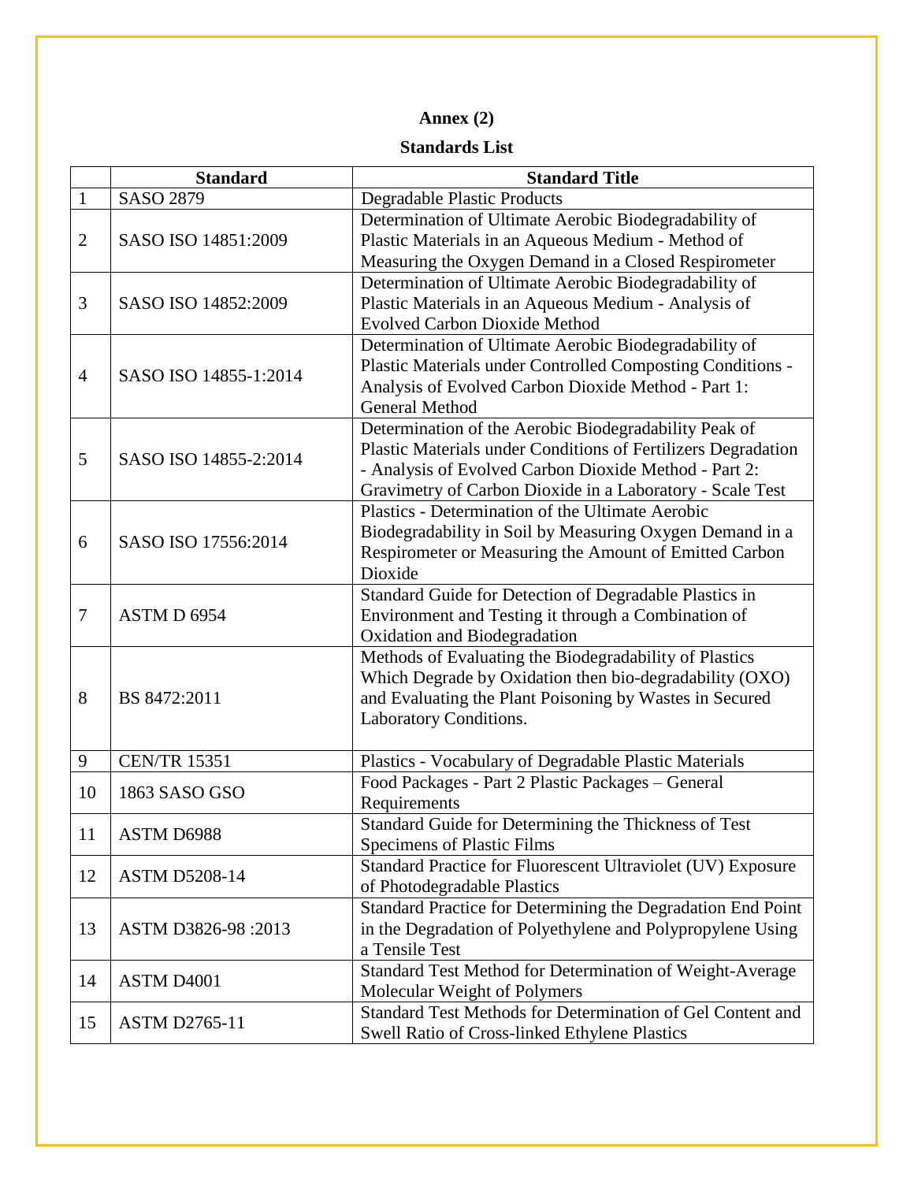## Annex (2)

### Standards List

| | Standard | Standard Title |
|---|---|---|
| 1 | SASO 2879 | Degradable Plastic Products |
| 2 | SASO ISO 14851:2009 | Determination of Ultimate Aerobic Biodegradability of Plastic Materials in an Aqueous Medium - Method of Measuring the Oxygen Demand in a Closed Respirometer |
| 3 | SASO ISO 14852:2009 | Determination of Ultimate Aerobic Biodegradability of Plastic Materials in an Aqueous Medium - Analysis of Evolved Carbon Dioxide Method |
| 4 | SASO ISO 14855-1:2014 | Determination of Ultimate Aerobic Biodegradability of Plastic Materials under Controlled Composting Conditions - Analysis of Evolved Carbon Dioxide Method - Part 1: General Method |
| 5 | SASO ISO 14855-2:2014 | Determination of the Aerobic Biodegradability Peak of Plastic Materials under Conditions of Fertilizers Degradation - Analysis of Evolved Carbon Dioxide Method - Part 2: Gravimetry of Carbon Dioxide in a Laboratory - Scale Test |
| 6 | SASO ISO 17556:2014 | Plastics - Determination of the Ultimate Aerobic Biodegradability in Soil by Measuring Oxygen Demand in a Respirometer or Measuring the Amount of Emitted Carbon Dioxide |
| 7 | ASTM D 6954 | Standard Guide for Detection of Degradable Plastics in Environment and Testing it through a Combination of Oxidation and Biodegradation |
| 8 | BS 8472:2011 | Methods of Evaluating the Biodegradability of Plastics Which Degrade by Oxidation then bio-degradability (OXO) and Evaluating the Plant Poisoning by Wastes in Secured Laboratory Conditions. |
| 9 | CEN/TR 15351 | Plastics - Vocabulary of Degradable Plastic Materials |
| 10 | 1863 SASO GSO | Food Packages - Part 2 Plastic Packages – General Requirements |
| 11 | ASTM D6988 | Standard Guide for Determining the Thickness of Test Specimens of Plastic Films |
| 12 | ASTM D5208-14 | Standard Practice for Fluorescent Ultraviolet (UV) Exposure of Photodegradable Plastics |
| 13 | ASTM D3826-98 :2013 | Standard Practice for Determining the Degradation End Point in the Degradation of Polyethylene and Polypropylene Using a Tensile Test |
| 14 | ASTM D4001 | Standard Test Method for Determination of Weight-Average Molecular Weight of Polymers |
| 15 | ASTM D2765-11 | Standard Test Methods for Determination of Gel Content and Swell Ratio of Cross-linked Ethylene Plastics |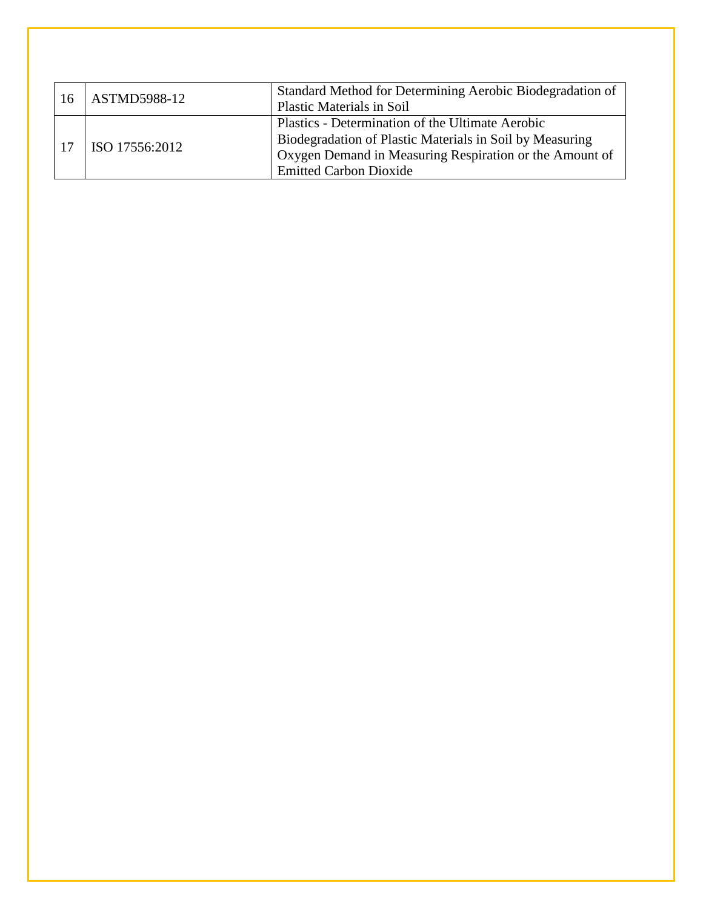| 16 | ASTMD5988-12 | Standard Method for Determining Aerobic Biodegradation of Plastic Materials in Soil |
|---|---|---|
| 17 | ISO 17556:2012 | Plastics - Determination of the Ultimate Aerobic Biodegradation of Plastic Materials in Soil by Measuring Oxygen Demand in Measuring Respiration or the Amount of Emitted Carbon Dioxide |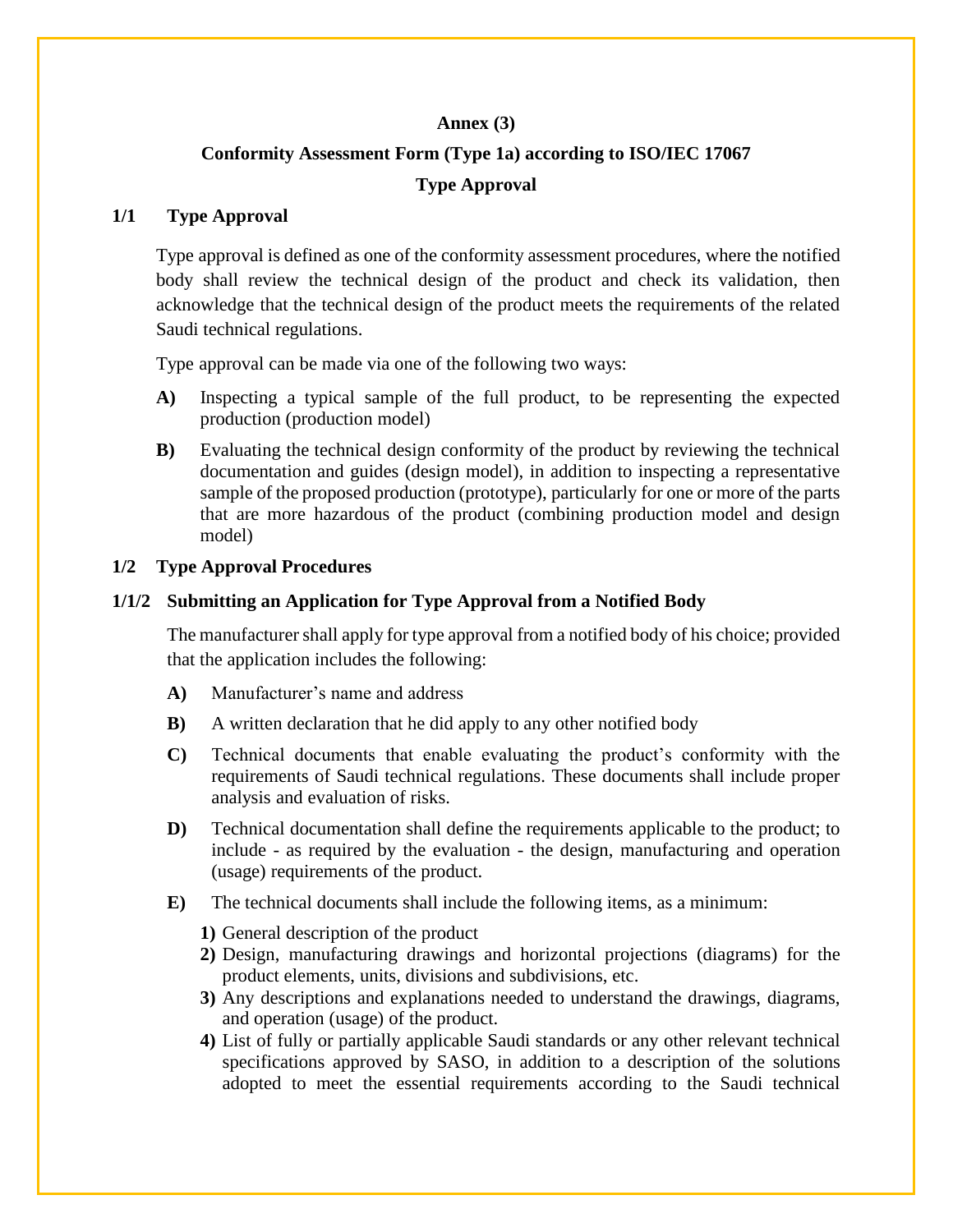**Annex (3)**

**Conformity Assessment Form (Type 1a) according to ISO/IEC 17067**

**Type Approval**

## 1/1 Type Approval

Type approval is defined as one of the conformity assessment procedures, where the notified body shall review the technical design of the product and check its validation, then acknowledge that the technical design of the product meets the requirements of the related Saudi technical regulations.

Type approval can be made via one of the following two ways:

**A)** Inspecting a typical sample of the full product, to be representing the expected production (production model)

**B)** Evaluating the technical design conformity of the product by reviewing the technical documentation and guides (design model), in addition to inspecting a representative sample of the proposed production (prototype), particularly for one or more of the parts that are more hazardous of the product (combining production model and design model)

## 1/2 Type Approval Procedures

### 1/1/2 Submitting an Application for Type Approval from a Notified Body

The manufacturer shall apply for type approval from a notified body of his choice; provided that the application includes the following:

**A)** Manufacturer's name and address

**B)** A written declaration that he did apply to any other notified body

**C)** Technical documents that enable evaluating the product's conformity with the requirements of Saudi technical regulations. These documents shall include proper analysis and evaluation of risks.

**D)** Technical documentation shall define the requirements applicable to the product; to include - as required by the evaluation - the design, manufacturing and operation (usage) requirements of the product.

**E)** The technical documents shall include the following items, as a minimum:

1) General description of the product
2) Design, manufacturing drawings and horizontal projections (diagrams) for the product elements, units, divisions and subdivisions, etc.
3) Any descriptions and explanations needed to understand the drawings, diagrams, and operation (usage) of the product.
4) List of fully or partially applicable Saudi standards or any other relevant technical specifications approved by SASO, in addition to a description of the solutions adopted to meet the essential requirements according to the Saudi technical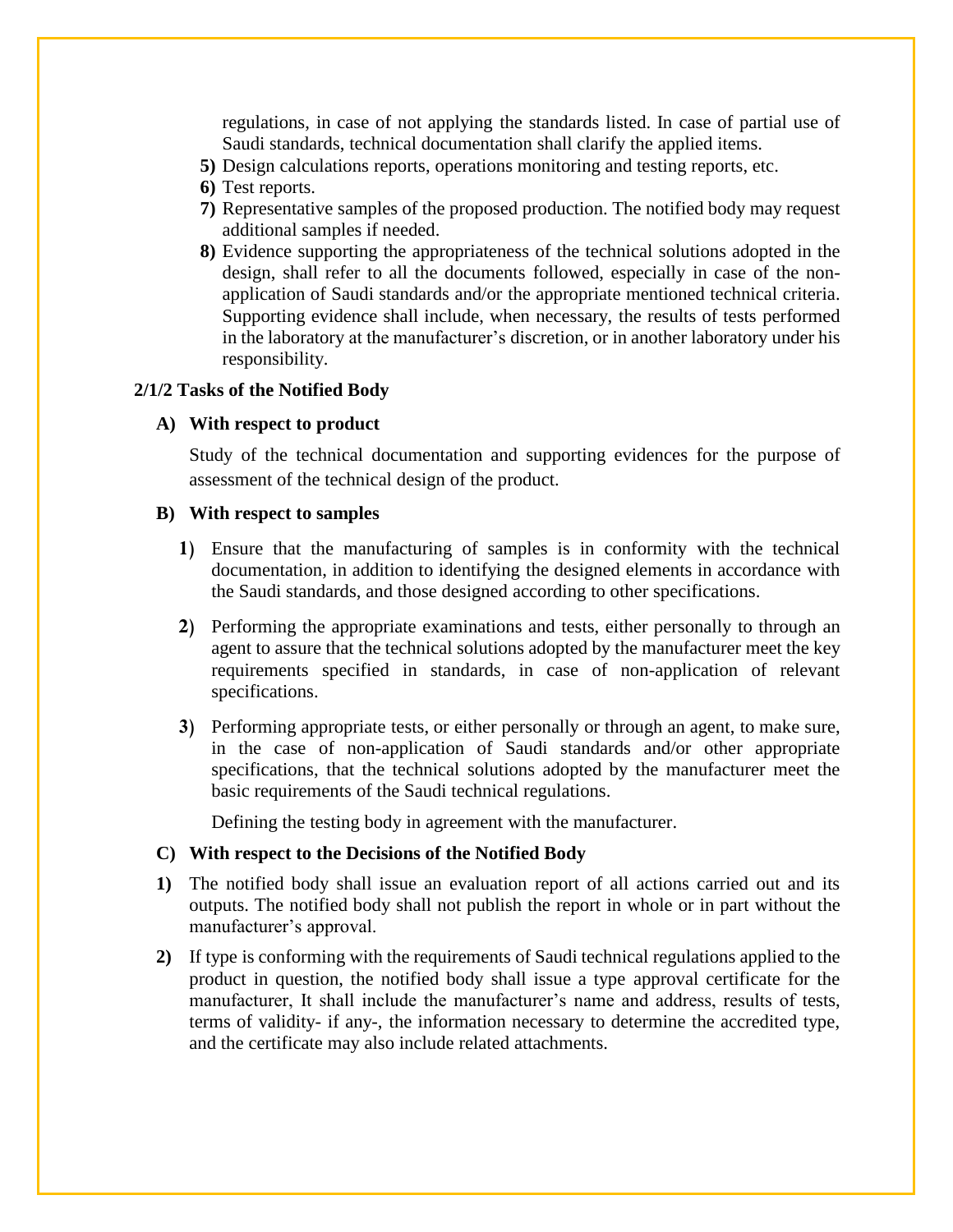regulations, in case of not applying the standards listed. In case of partial use of Saudi standards, technical documentation shall clarify the applied items.

5) Design calculations reports, operations monitoring and testing reports, etc.
6) Test reports.
7) Representative samples of the proposed production. The notified body may request additional samples if needed.
8) Evidence supporting the appropriateness of the technical solutions adopted in the design, shall refer to all the documents followed, especially in case of the non-application of Saudi standards and/or the appropriate mentioned technical criteria. Supporting evidence shall include, when necessary, the results of tests performed in the laboratory at the manufacturer's discretion, or in another laboratory under his responsibility.

**2/1/2 Tasks of the Notified Body**

**A) With respect to product**

Study of the technical documentation and supporting evidences for the purpose of assessment of the technical design of the product.

**B) With respect to samples**

1) Ensure that the manufacturing of samples is in conformity with the technical documentation, in addition to identifying the designed elements in accordance with the Saudi standards, and those designed according to other specifications.

2) Performing the appropriate examinations and tests, either personally to through an agent to assure that the technical solutions adopted by the manufacturer meet the key requirements specified in standards, in case of non-application of relevant specifications.

3) Performing appropriate tests, or either personally or through an agent, to make sure, in the case of non-application of Saudi standards and/or other appropriate specifications, that the technical solutions adopted by the manufacturer meet the basic requirements of the Saudi technical regulations.

   Defining the testing body in agreement with the manufacturer.

**C) With respect to the Decisions of the Notified Body**

1) The notified body shall issue an evaluation report of all actions carried out and its outputs. The notified body shall not publish the report in whole or in part without the manufacturer's approval.

2) If type is conforming with the requirements of Saudi technical regulations applied to the product in question, the notified body shall issue a type approval certificate for the manufacturer, It shall include the manufacturer's name and address, results of tests, terms of validity- if any-, the information necessary to determine the accredited type, and the certificate may also include related attachments.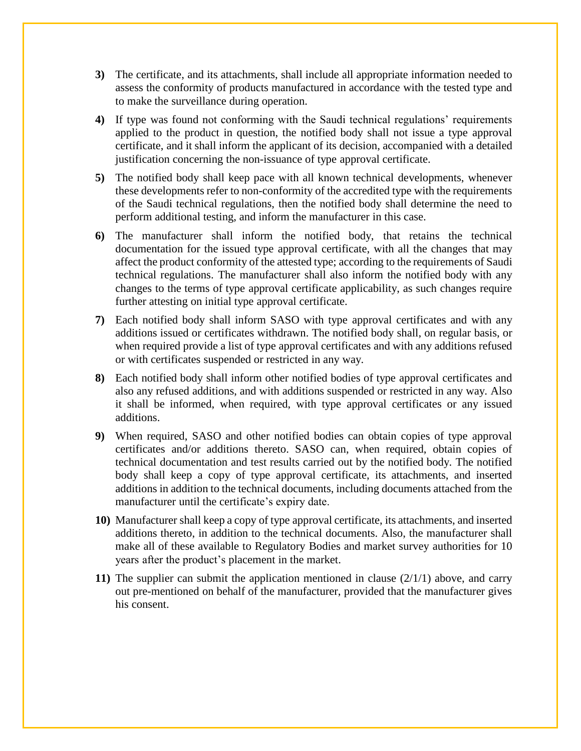**3)** The certificate, and its attachments, shall include all appropriate information needed to assess the conformity of products manufactured in accordance with the tested type and to make the surveillance during operation.

**4)** If type was found not conforming with the Saudi technical regulations' requirements applied to the product in question, the notified body shall not issue a type approval certificate, and it shall inform the applicant of its decision, accompanied with a detailed justification concerning the non-issuance of type approval certificate.

**5)** The notified body shall keep pace with all known technical developments, whenever these developments refer to non-conformity of the accredited type with the requirements of the Saudi technical regulations, then the notified body shall determine the need to perform additional testing, and inform the manufacturer in this case.

**6)** The manufacturer shall inform the notified body, that retains the technical documentation for the issued type approval certificate, with all the changes that may affect the product conformity of the attested type; according to the requirements of Saudi technical regulations. The manufacturer shall also inform the notified body with any changes to the terms of type approval certificate applicability, as such changes require further attesting on initial type approval certificate.

**7)** Each notified body shall inform SASO with type approval certificates and with any additions issued or certificates withdrawn. The notified body shall, on regular basis, or when required provide a list of type approval certificates and with any additions refused or with certificates suspended or restricted in any way.

**8)** Each notified body shall inform other notified bodies of type approval certificates and also any refused additions, and with additions suspended or restricted in any way. Also it shall be informed, when required, with type approval certificates or any issued additions.

**9)** When required, SASO and other notified bodies can obtain copies of type approval certificates and/or additions thereto. SASO can, when required, obtain copies of technical documentation and test results carried out by the notified body. The notified body shall keep a copy of type approval certificate, its attachments, and inserted additions in addition to the technical documents, including documents attached from the manufacturer until the certificate's expiry date.

**10)** Manufacturer shall keep a copy of type approval certificate, its attachments, and inserted additions thereto, in addition to the technical documents. Also, the manufacturer shall make all of these available to Regulatory Bodies and market survey authorities for 10 years after the product's placement in the market.

**11)** The supplier can submit the application mentioned in clause (2/1/1) above, and carry out pre-mentioned on behalf of the manufacturer, provided that the manufacturer gives his consent.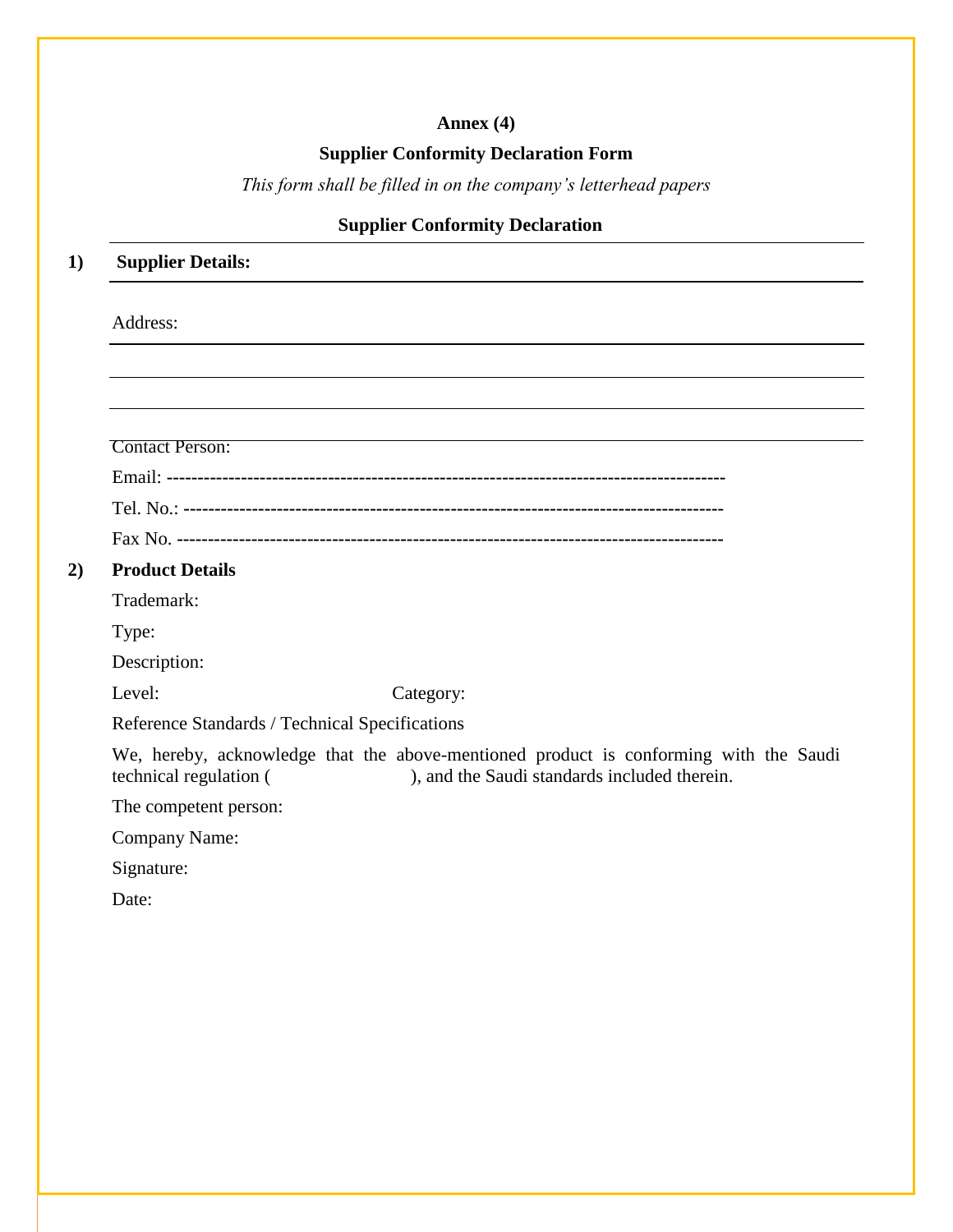**Annex (4)**

**Supplier Conformity Declaration Form**

*This form shall be filled in on the company's letterhead papers*

**Supplier Conformity Declaration**

1) **Supplier Details:**

Address:

Contact Person:

Email: ------------------------------------------------------------------------------------------

Tel. No.: ---------------------------------------------------------------------------------------

Fax No. -----------------------------------------------------------------------------------------

2) **Product Details**

Trademark:

Type:

Description:

Level: Category:

Reference Standards / Technical Specifications

We, hereby, acknowledge that the above-mentioned product is conforming with the Saudi technical regulation ( ), and the Saudi standards included therein.

The competent person:

Company Name:

Signature:

Date: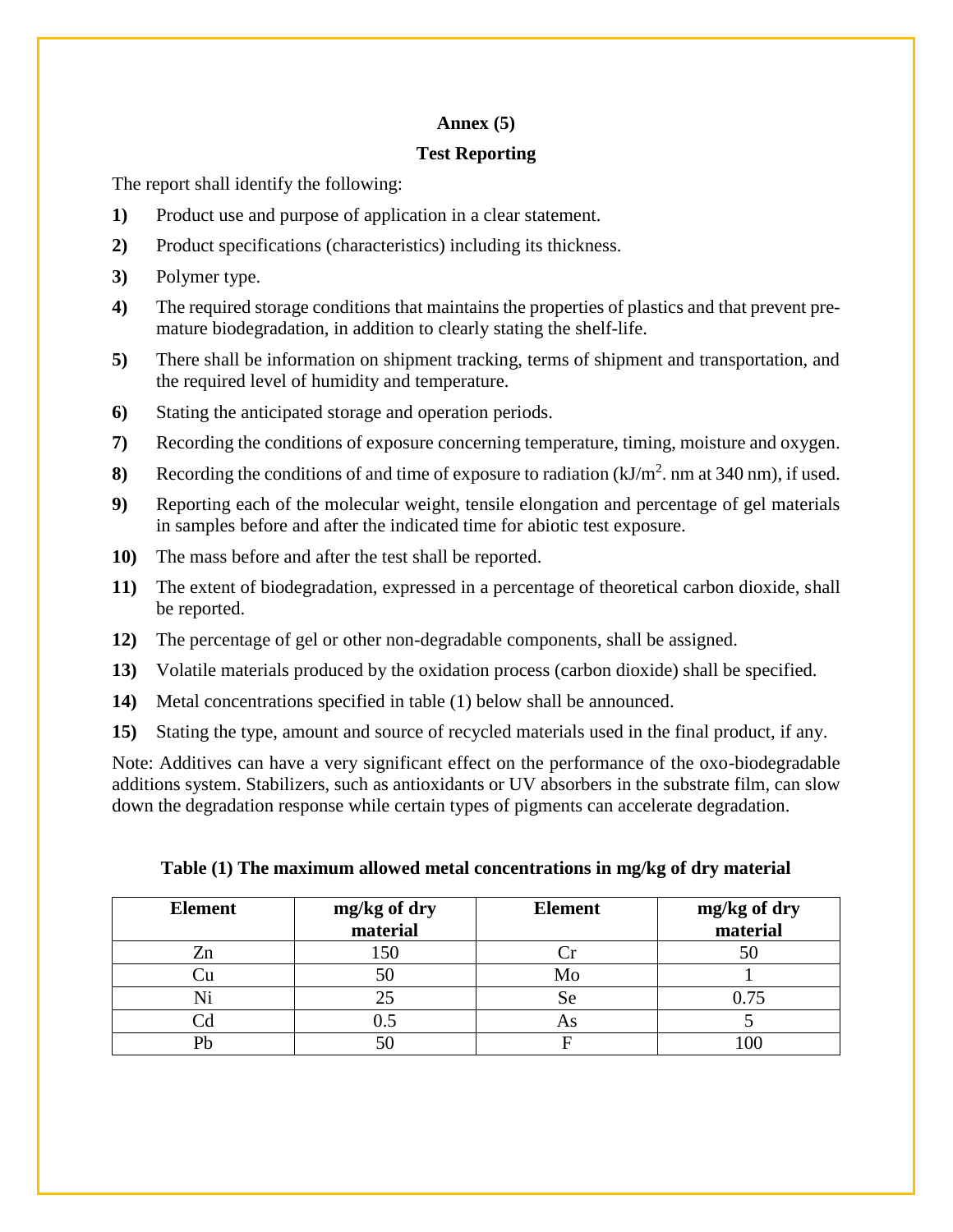## Annex (5)

## Test Reporting

The report shall identify the following:

**1)** Product use and purpose of application in a clear statement.

**2)** Product specifications (characteristics) including its thickness.

**3)** Polymer type.

**4)** The required storage conditions that maintains the properties of plastics and that prevent pre-mature biodegradation, in addition to clearly stating the shelf-life.

**5)** There shall be information on shipment tracking, terms of shipment and transportation, and the required level of humidity and temperature.

**6)** Stating the anticipated storage and operation periods.

**7)** Recording the conditions of exposure concerning temperature, timing, moisture and oxygen.

**8)** Recording the conditions of and time of exposure to radiation ($kJ/m^2$. nm at 340 nm), if used.

**9)** Reporting each of the molecular weight, tensile elongation and percentage of gel materials in samples before and after the indicated time for abiotic test exposure.

**10)** The mass before and after the test shall be reported.

**11)** The extent of biodegradation, expressed in a percentage of theoretical carbon dioxide, shall be reported.

**12)** The percentage of gel or other non-degradable components, shall be assigned.

**13)** Volatile materials produced by the oxidation process (carbon dioxide) shall be specified.

**14)** Metal concentrations specified in table (1) below shall be announced.

**15)** Stating the type, amount and source of recycled materials used in the final product, if any.

Note: Additives can have a very significant effect on the performance of the oxo-biodegradable additions system. Stabilizers, such as antioxidants or UV absorbers in the substrate film, can slow down the degradation response while certain types of pigments can accelerate degradation.

**Table (1) The maximum allowed metal concentrations in mg/kg of dry material**

| Element | mg/kg of dry material | Element | mg/kg of dry material |
|---|---|---|---|
| Zn | 150 | Cr | 50 |
| Cu | 50 | Mo | 1 |
| Ni | 25 | Se | 0.75 |
| Cd | 0.5 | As | 5 |
| Pb | 50 | F | 100 |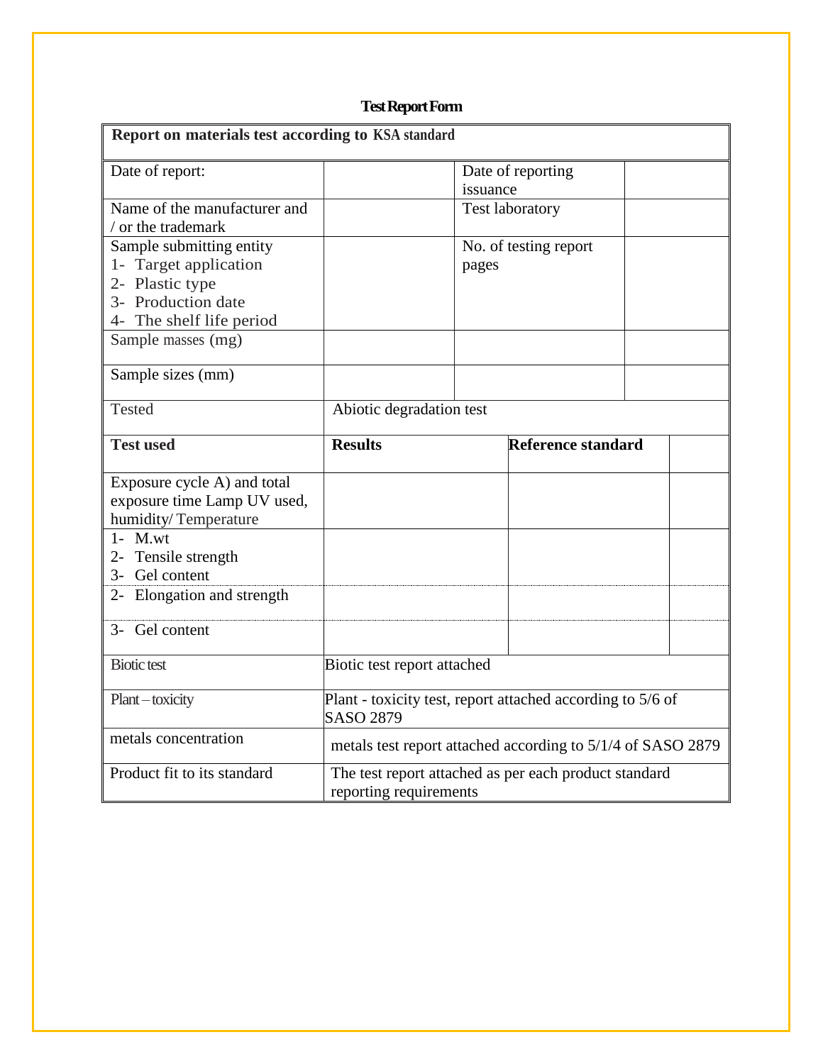## Test Report Form

| Report on materials test according to KSA standard | | | |
|---|---|---|---|
| Date of report: | | Date of reporting issuance | |
| Name of the manufacturer and / or the trademark | | Test laboratory | |
| Sample submitting entity<br>1- Target application<br>2- Plastic type<br>3- Production date<br>4- The shelf life period | | No. of testing report pages | |
| Sample masses (mg) | | | |
| Sample sizes (mm) | | | |
| Tested | Abiotic degradation test | | |
| **Test used** | **Results** | **Reference standard** | |
| Exposure cycle A) and total exposure time Lamp UV used, humidity/ Temperature | | | |
| 1- M.wt<br>2- Tensile strength<br>3- Gel content | | | |
| 2- Elongation and strength | | | |
| 3- Gel content | | | |
| Biotic test | Biotic test report attached | | |
| Plant – toxicity | Plant - toxicity test, report attached according to 5/6 of SASO 2879 | | |
| metals concentration | metals test report attached according to 5/1/4 of SASO 2879 | | |
| Product fit to its standard | The test report attached as per each product standard reporting requirements | | |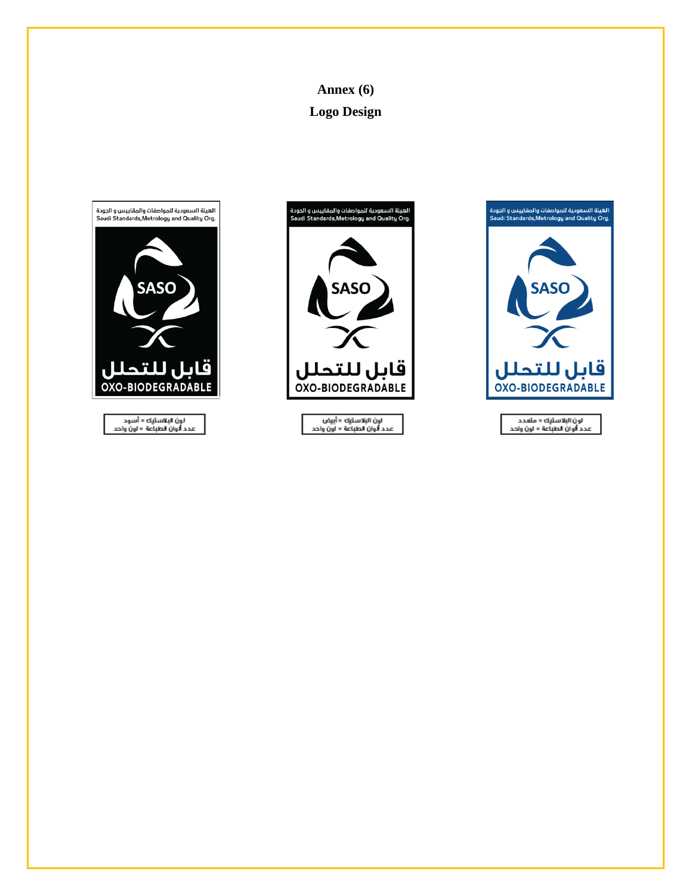**Annex (6)**

**Logo Design**

الهيئة السعودية للمواصفات والمقاييس و الجودة
Saudi Standards,Metrology and Quality Org.

SASO

قابل للتحلل
OXO-BIODEGRADABLE

لون البلاستيك = أسود
عدد ألوان الطباعة = لون واحد

الهيئة السعودية للمواصفات والمقاييس و الجودة
Saudi Standards,Metrology and Quality Org.

SASO

قابل للتحلل
OXO-BIODEGRADABLE

لون البلاستيك = أبيض
عدد ألوان الطباعة = لون واحد

الهيئة السعودية للمواصفات والمقاييس و الجودة
Saudi Standards,Metrology and Quality Org.

SASO

قابل للتحلل
OXO-BIODEGRADABLE

لون البلاستيك = متعدد
عدد ألوان الطباعة = لون واحد